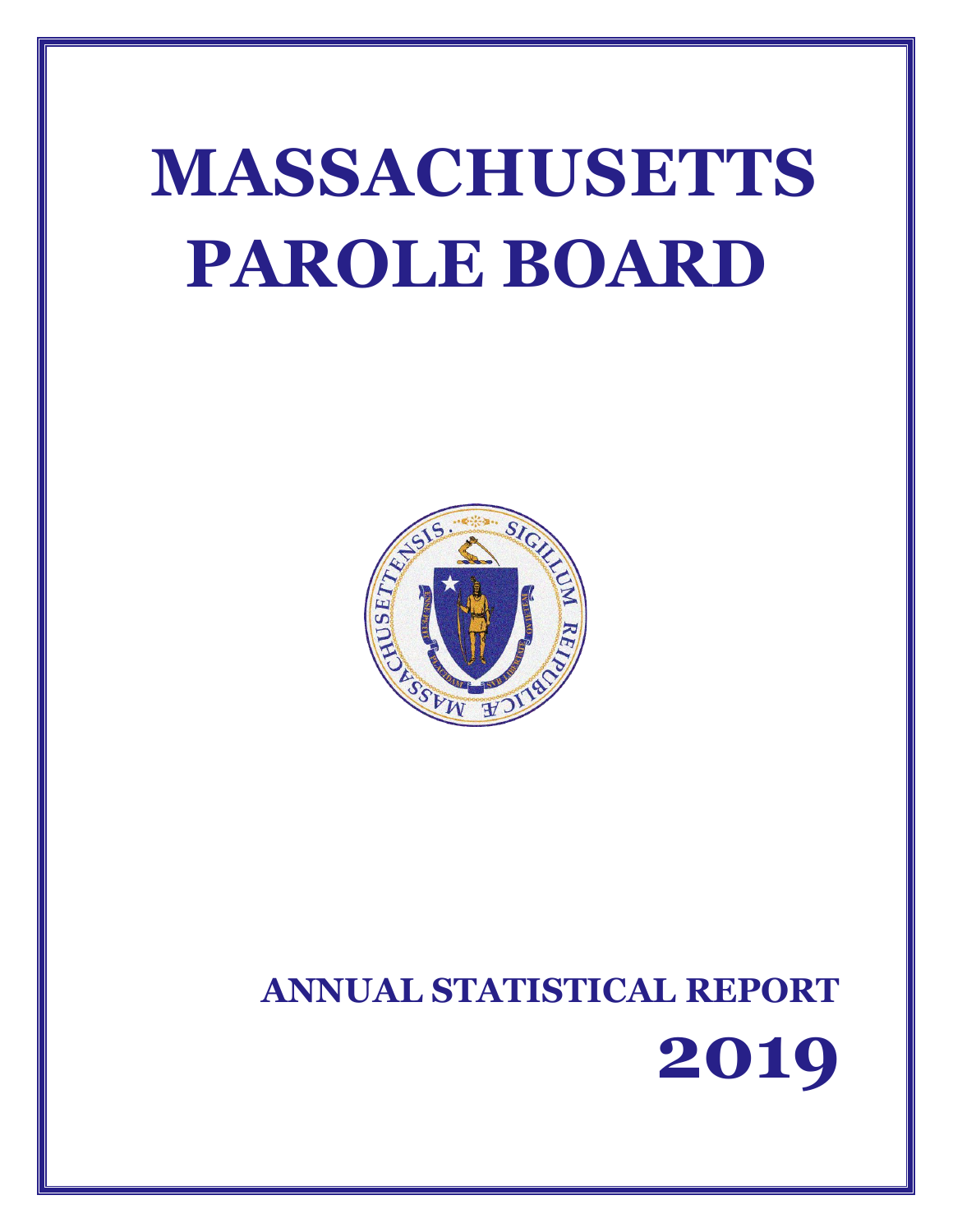# MASSACHUSETTS PAROLE BOARD

## ANNUAL STATISTICAL REPORT

## 2019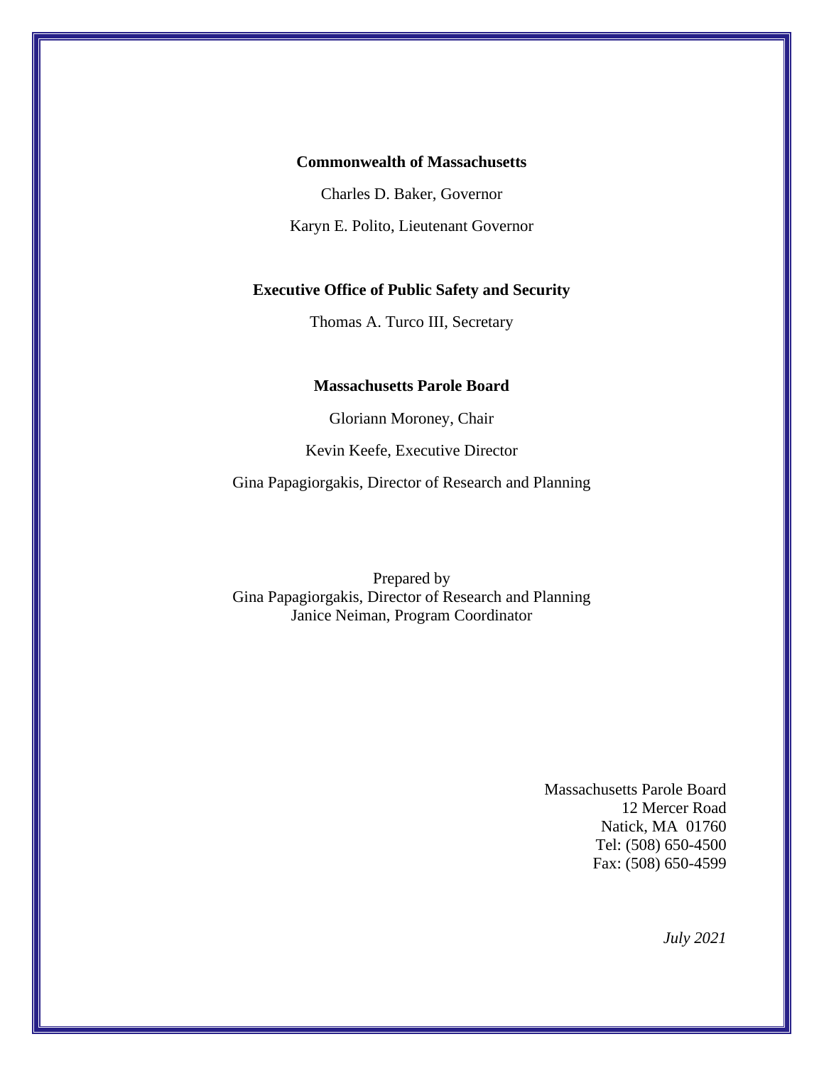**Commonwealth of Massachusetts**

Charles D. Baker, Governor

Karyn E. Polito, Lieutenant Governor

**Executive Office of Public Safety and Security**

Thomas A. Turco III, Secretary

**Massachusetts Parole Board**

Gloriann Moroney, Chair

Kevin Keefe, Executive Director

Gina Papagiorgakis, Director of Research and Planning

Prepared by
Gina Papagiorgakis, Director of Research and Planning
Janice Neiman, Program Coordinator

Massachusetts Parole Board
12 Mercer Road
Natick, MA 01760
Tel: (508) 650-4500
Fax: (508) 650-4599

*July 2021*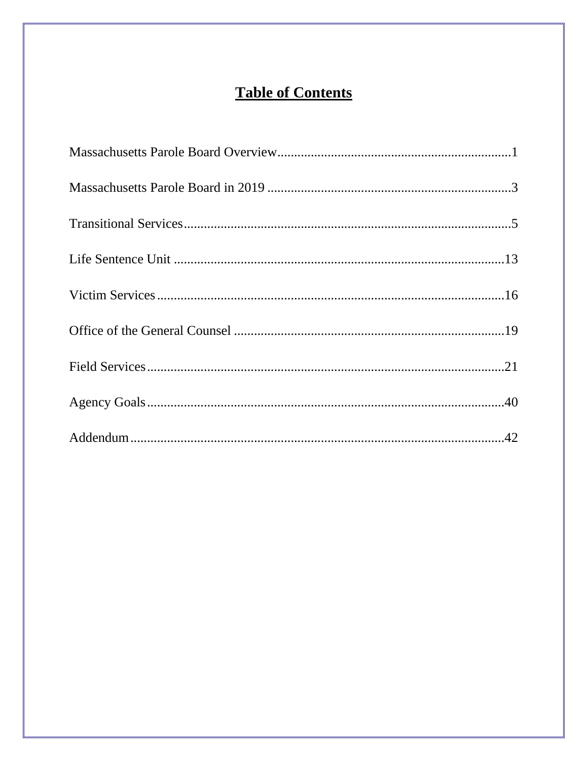# Table of Contents

| | |
|---|---|
| Massachusetts Parole Board Overview | 1 |
| Massachusetts Parole Board in 2019 | 3 |
| Transitional Services | 5 |
| Life Sentence Unit | 13 |
| Victim Services | 16 |
| Office of the General Counsel | 19 |
| Field Services | 21 |
| Agency Goals | 40 |
| Addendum | 42 |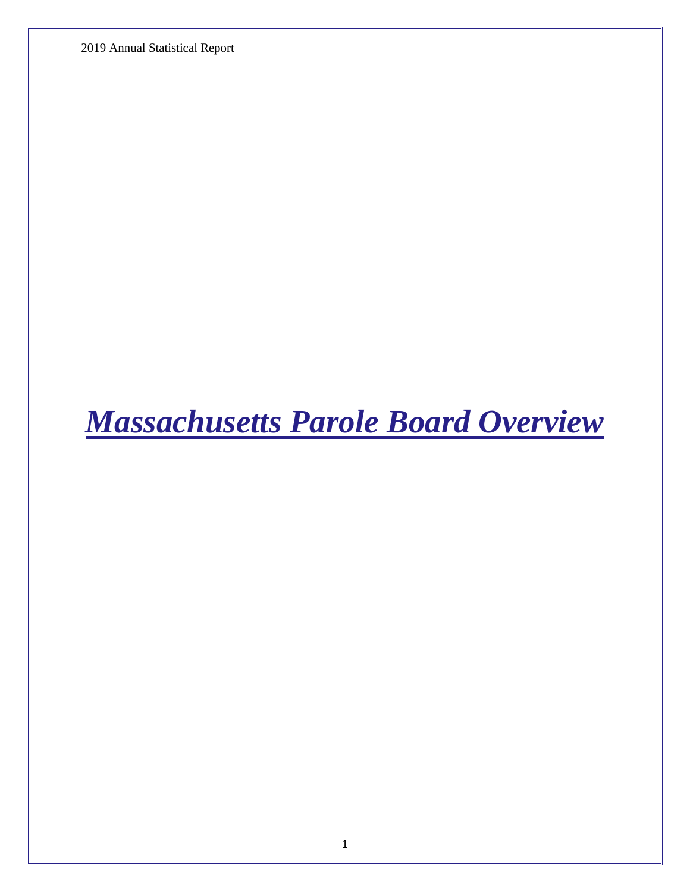# ***Massachusetts Parole Board Overview***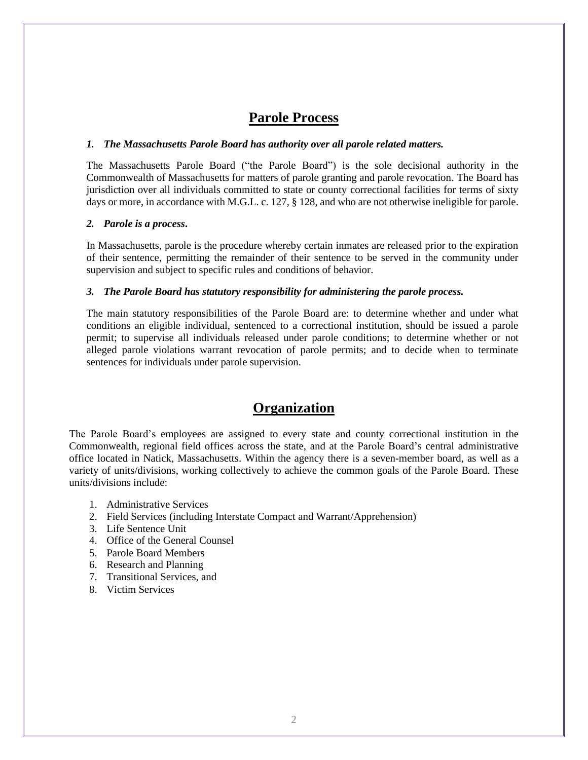## Parole Process

1. ***The Massachusetts Parole Board has authority over all parole related matters.***

   The Massachusetts Parole Board ("the Parole Board") is the sole decisional authority in the Commonwealth of Massachusetts for matters of parole granting and parole revocation. The Board has jurisdiction over all individuals committed to state or county correctional facilities for terms of sixty days or more, in accordance with M.G.L. c. 127, § 128, and who are not otherwise ineligible for parole.

2. ***Parole is a process.***

   In Massachusetts, parole is the procedure whereby certain inmates are released prior to the expiration of their sentence, permitting the remainder of their sentence to be served in the community under supervision and subject to specific rules and conditions of behavior.

3. ***The Parole Board has statutory responsibility for administering the parole process.***

   The main statutory responsibilities of the Parole Board are: to determine whether and under what conditions an eligible individual, sentenced to a correctional institution, should be issued a parole permit; to supervise all individuals released under parole conditions; to determine whether or not alleged parole violations warrant revocation of parole permits; and to decide when to terminate sentences for individuals under parole supervision.

## Organization

The Parole Board's employees are assigned to every state and county correctional institution in the Commonwealth, regional field offices across the state, and at the Parole Board's central administrative office located in Natick, Massachusetts. Within the agency there is a seven-member board, as well as a variety of units/divisions, working collectively to achieve the common goals of the Parole Board. These units/divisions include:

1. Administrative Services
2. Field Services (including Interstate Compact and Warrant/Apprehension)
3. Life Sentence Unit
4. Office of the General Counsel
5. Parole Board Members
6. Research and Planning
7. Transitional Services, and
8. Victim Services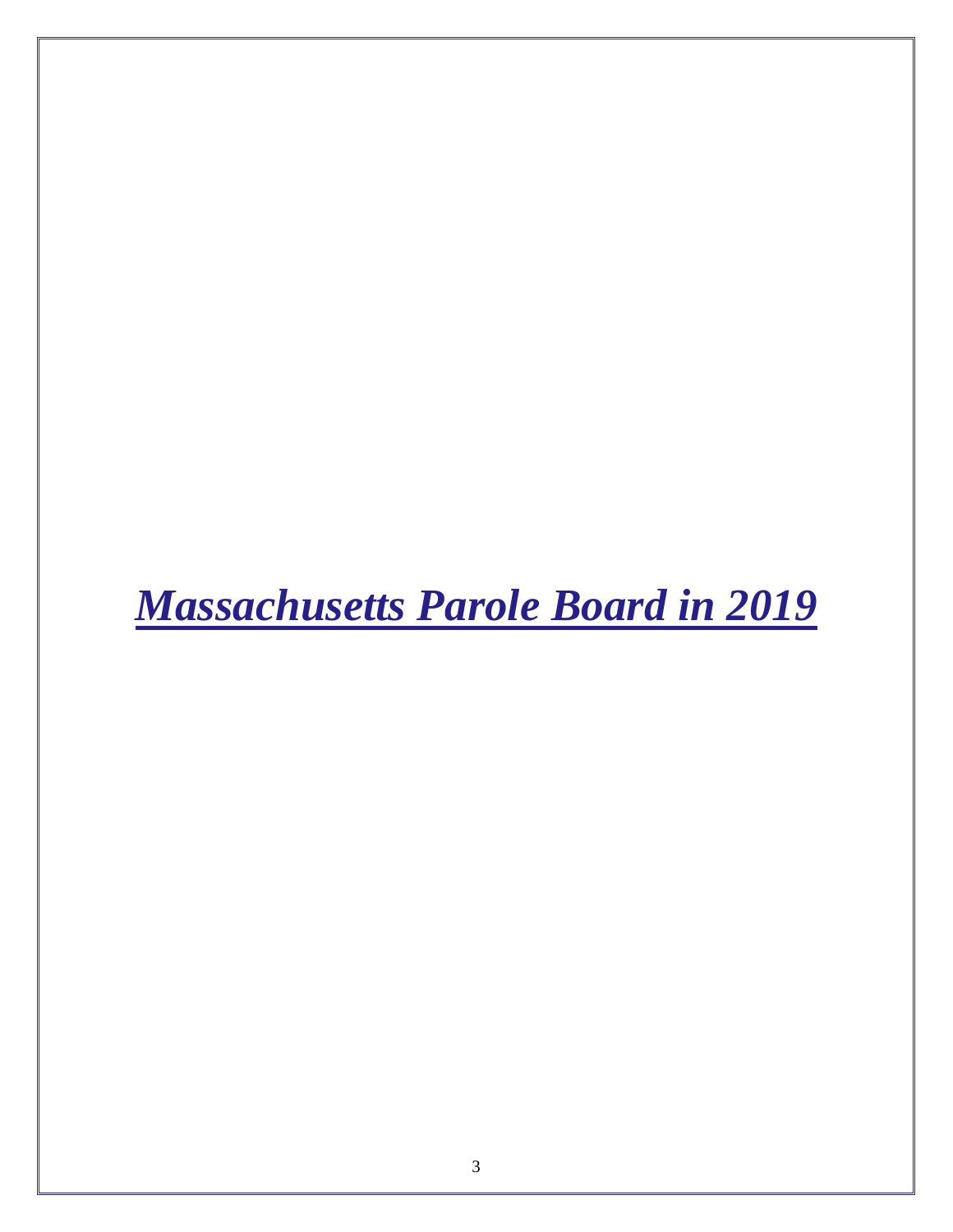# *Massachusetts Parole Board in 2019*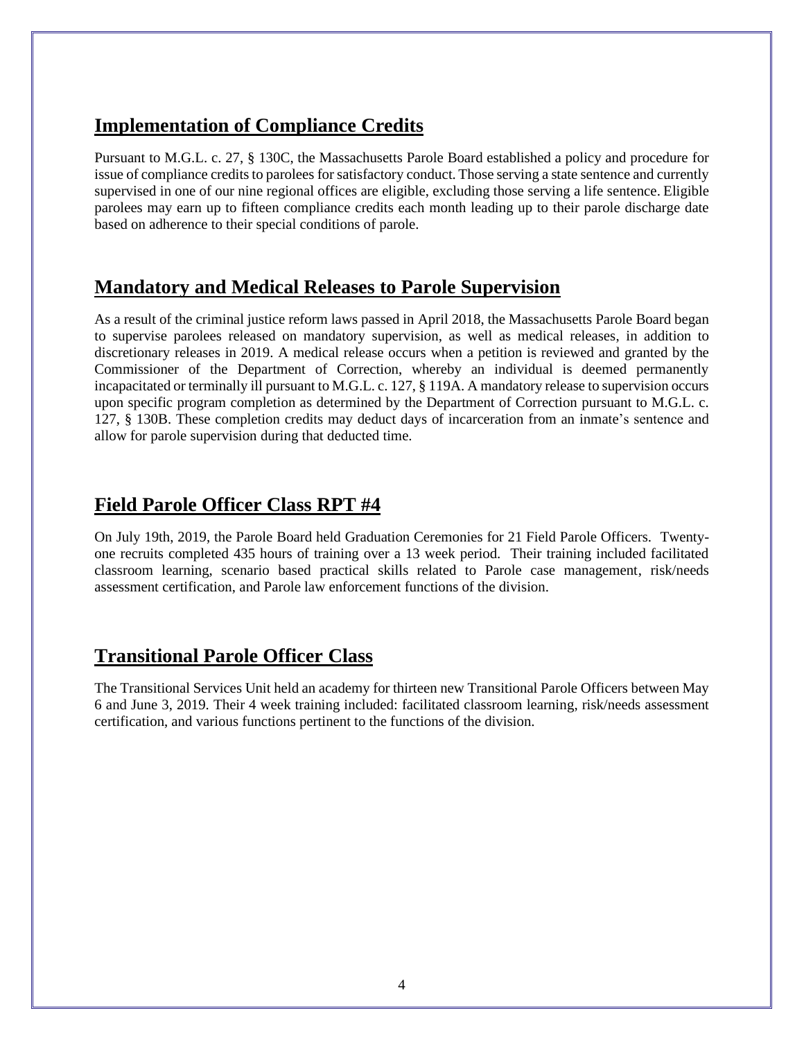## Implementation of Compliance Credits

Pursuant to M.G.L. c. 27, § 130C, the Massachusetts Parole Board established a policy and procedure for issue of compliance credits to parolees for satisfactory conduct. Those serving a state sentence and currently supervised in one of our nine regional offices are eligible, excluding those serving a life sentence. Eligible parolees may earn up to fifteen compliance credits each month leading up to their parole discharge date based on adherence to their special conditions of parole.

## Mandatory and Medical Releases to Parole Supervision

As a result of the criminal justice reform laws passed in April 2018, the Massachusetts Parole Board began to supervise parolees released on mandatory supervision, as well as medical releases, in addition to discretionary releases in 2019. A medical release occurs when a petition is reviewed and granted by the Commissioner of the Department of Correction, whereby an individual is deemed permanently incapacitated or terminally ill pursuant to M.G.L. c. 127, § 119A. A mandatory release to supervision occurs upon specific program completion as determined by the Department of Correction pursuant to M.G.L. c. 127, § 130B. These completion credits may deduct days of incarceration from an inmate's sentence and allow for parole supervision during that deducted time.

## Field Parole Officer Class RPT #4

On July 19th, 2019, the Parole Board held Graduation Ceremonies for 21 Field Parole Officers. Twenty-one recruits completed 435 hours of training over a 13 week period. Their training included facilitated classroom learning, scenario based practical skills related to Parole case management, risk/needs assessment certification, and Parole law enforcement functions of the division.

## Transitional Parole Officer Class

The Transitional Services Unit held an academy for thirteen new Transitional Parole Officers between May 6 and June 3, 2019. Their 4 week training included: facilitated classroom learning, risk/needs assessment certification, and various functions pertinent to the functions of the division.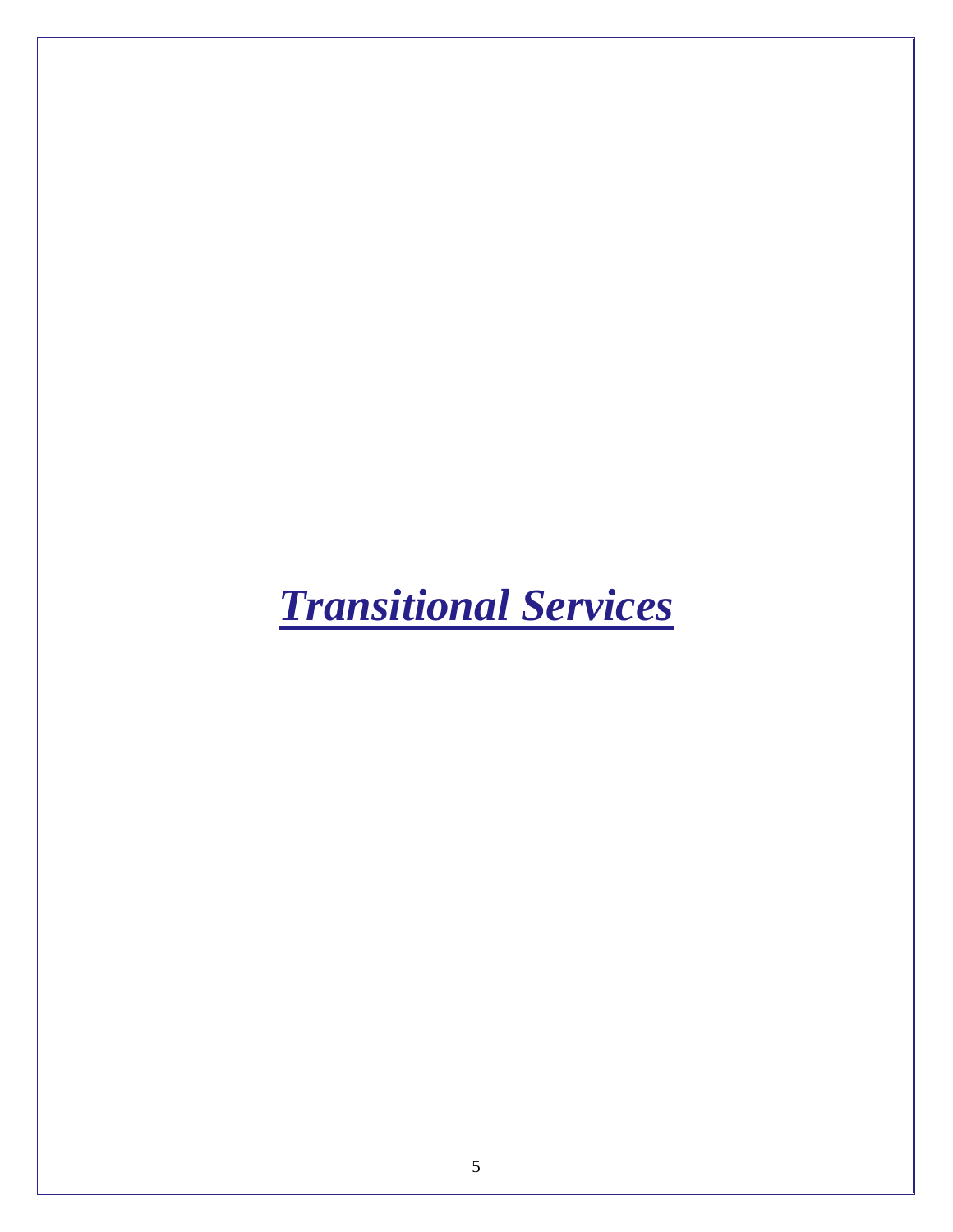# ***Transitional Services***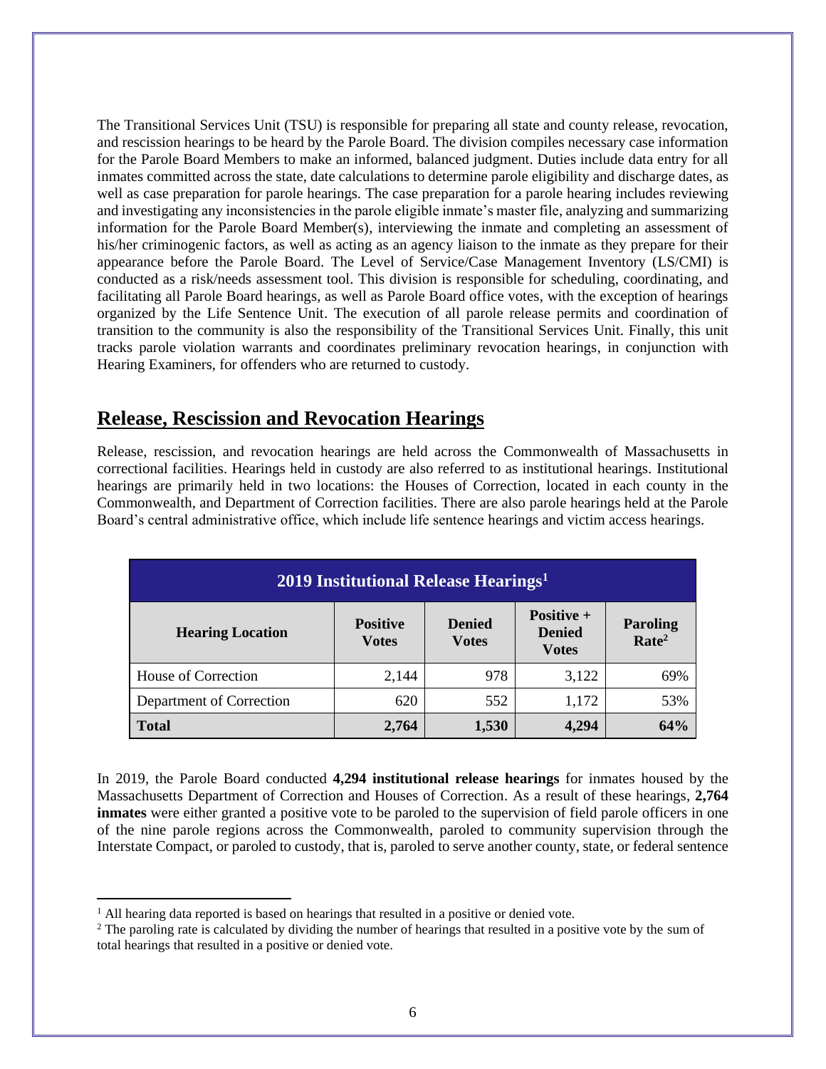The Transitional Services Unit (TSU) is responsible for preparing all state and county release, revocation, and rescission hearings to be heard by the Parole Board. The division compiles necessary case information for the Parole Board Members to make an informed, balanced judgment. Duties include data entry for all inmates committed across the state, date calculations to determine parole eligibility and discharge dates, as well as case preparation for parole hearings. The case preparation for a parole hearing includes reviewing and investigating any inconsistencies in the parole eligible inmate's master file, analyzing and summarizing information for the Parole Board Member(s), interviewing the inmate and completing an assessment of his/her criminogenic factors, as well as acting as an agency liaison to the inmate as they prepare for their appearance before the Parole Board. The Level of Service/Case Management Inventory (LS/CMI) is conducted as a risk/needs assessment tool. This division is responsible for scheduling, coordinating, and facilitating all Parole Board hearings, as well as Parole Board office votes, with the exception of hearings organized by the Life Sentence Unit. The execution of all parole release permits and coordination of transition to the community is also the responsibility of the Transitional Services Unit. Finally, this unit tracks parole violation warrants and coordinates preliminary revocation hearings, in conjunction with Hearing Examiners, for offenders who are returned to custody.

## Release, Rescission and Revocation Hearings

Release, rescission, and revocation hearings are held across the Commonwealth of Massachusetts in correctional facilities. Hearings held in custody are also referred to as institutional hearings. Institutional hearings are primarily held in two locations: the Houses of Correction, located in each county in the Commonwealth, and Department of Correction facilities. There are also parole hearings held at the Parole Board's central administrative office, which include life sentence hearings and victim access hearings.

**2019 Institutional Release Hearings[1]**

| Hearing Location | Positive Votes | Denied Votes | Positive + Denied Votes | Paroling Rate[2] |
|---|---|---|---|---|
| House of Correction | 2,144 | 978 | 3,122 | 69% |
| Department of Correction | 620 | 552 | 1,172 | 53% |
| **Total** | **2,764** | **1,530** | **4,294** | **64%** |

In 2019, the Parole Board conducted **4,294 institutional release hearings** for inmates housed by the Massachusetts Department of Correction and Houses of Correction. As a result of these hearings, **2,764 inmates** were either granted a positive vote to be paroled to the supervision of field parole officers in one of the nine parole regions across the Commonwealth, paroled to community supervision through the Interstate Compact, or paroled to custody, that is, paroled to serve another county, state, or federal sentence

[1] All hearing data reported is based on hearings that resulted in a positive or denied vote.

[2] The paroling rate is calculated by dividing the number of hearings that resulted in a positive vote by the sum of total hearings that resulted in a positive or denied vote.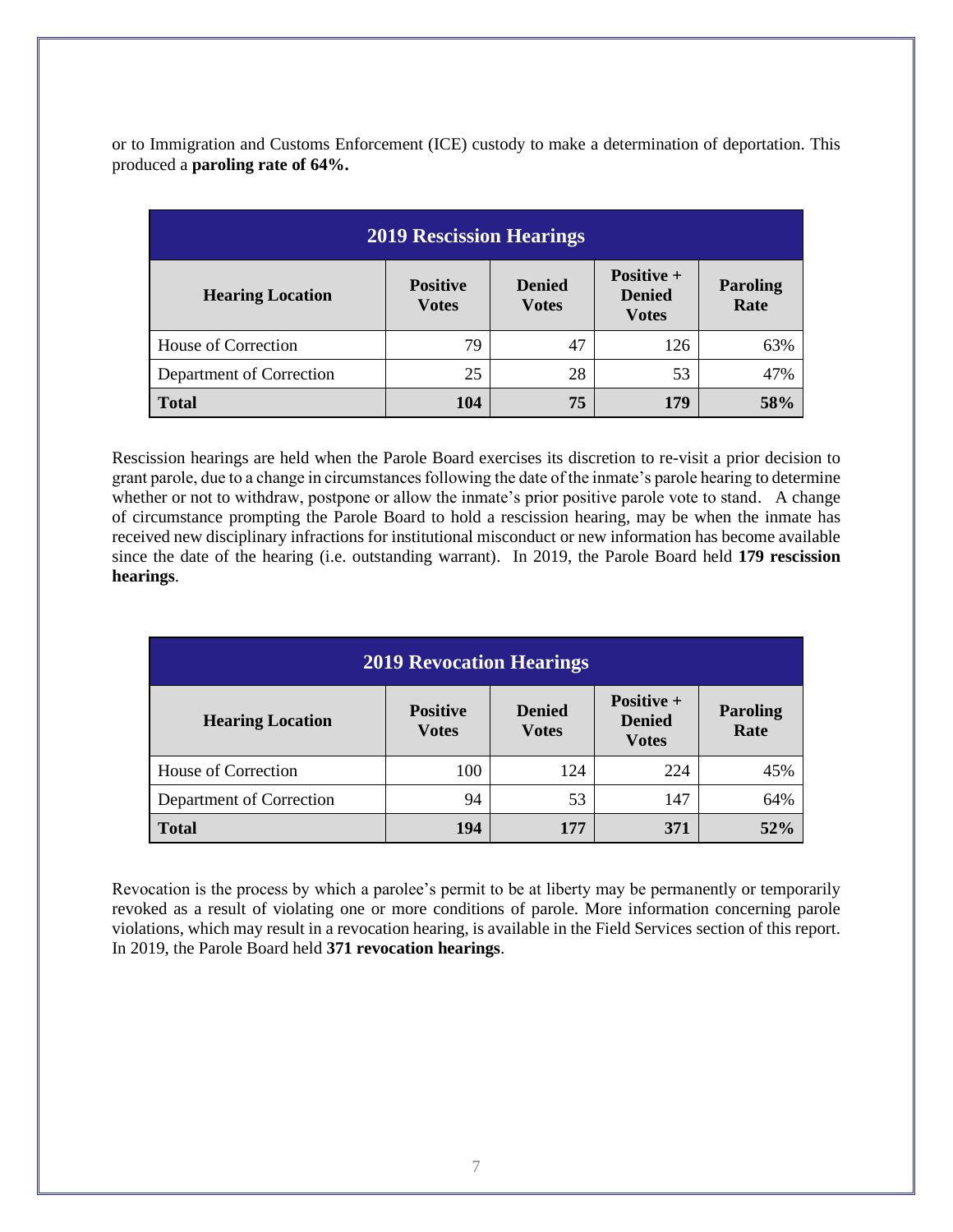or to Immigration and Customs Enforcement (ICE) custody to make a determination of deportation. This produced a **paroling rate of 64%.**

| 2019 Rescission Hearings | | | | |
|---|---|---|---|---|
| **Hearing Location** | **Positive Votes** | **Denied Votes** | **Positive + Denied Votes** | **Paroling Rate** |
| House of Correction | 79 | 47 | 126 | 63% |
| Department of Correction | 25 | 28 | 53 | 47% |
| **Total** | **104** | **75** | **179** | **58%** |

Rescission hearings are held when the Parole Board exercises its discretion to re-visit a prior decision to grant parole, due to a change in circumstances following the date of the inmate's parole hearing to determine whether or not to withdraw, postpone or allow the inmate's prior positive parole vote to stand. A change of circumstance prompting the Parole Board to hold a rescission hearing, may be when the inmate has received new disciplinary infractions for institutional misconduct or new information has become available since the date of the hearing (i.e. outstanding warrant). In 2019, the Parole Board held **179 rescission hearings**.

| 2019 Revocation Hearings | | | | |
|---|---|---|---|---|
| **Hearing Location** | **Positive Votes** | **Denied Votes** | **Positive + Denied Votes** | **Paroling Rate** |
| House of Correction | 100 | 124 | 224 | 45% |
| Department of Correction | 94 | 53 | 147 | 64% |
| **Total** | **194** | **177** | **371** | **52%** |

Revocation is the process by which a parolee's permit to be at liberty may be permanently or temporarily revoked as a result of violating one or more conditions of parole. More information concerning parole violations, which may result in a revocation hearing, is available in the Field Services section of this report. In 2019, the Parole Board held **371 revocation hearings**.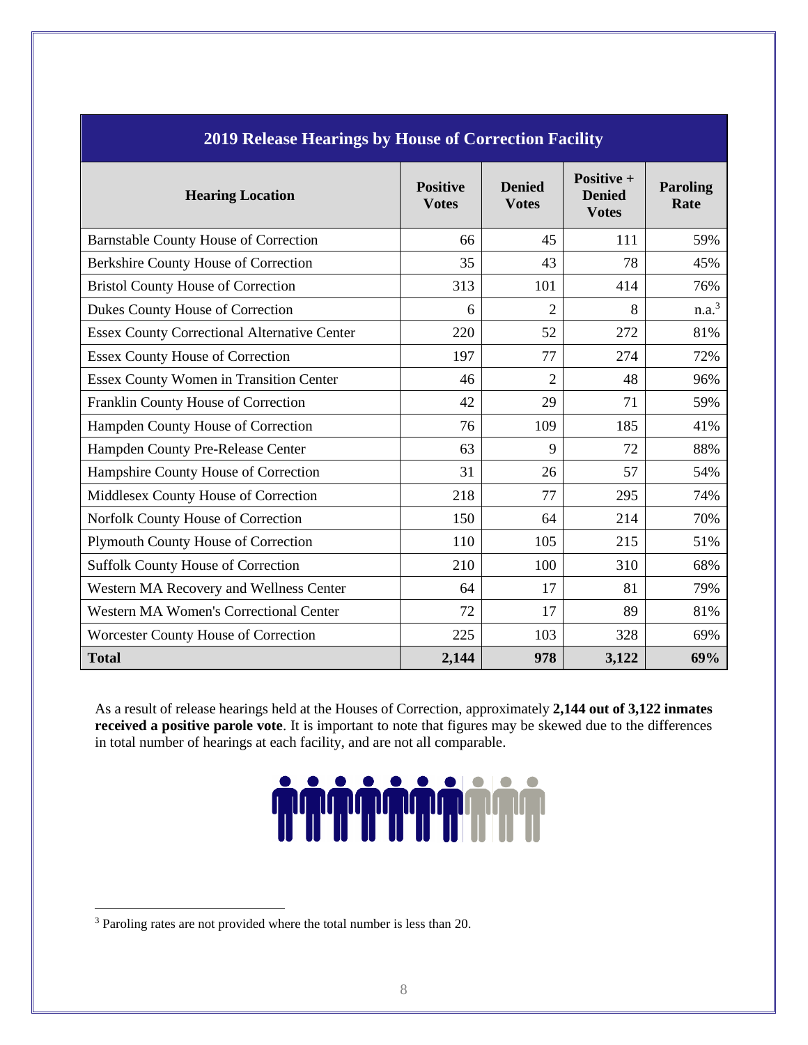| 2019 Release Hearings by House of Correction Facility | | | | |
|---|---|---|---|---|
| **Hearing Location** | **Positive Votes** | **Denied Votes** | **Positive + Denied Votes** | **Paroling Rate** |
| Barnstable County House of Correction | 66 | 45 | 111 | 59% |
| Berkshire County House of Correction | 35 | 43 | 78 | 45% |
| Bristol County House of Correction | 313 | 101 | 414 | 76% |
| Dukes County House of Correction | 6 | 2 | 8 | n.a.[3] |
| Essex County Correctional Alternative Center | 220 | 52 | 272 | 81% |
| Essex County House of Correction | 197 | 77 | 274 | 72% |
| Essex County Women in Transition Center | 46 | 2 | 48 | 96% |
| Franklin County House of Correction | 42 | 29 | 71 | 59% |
| Hampden County House of Correction | 76 | 109 | 185 | 41% |
| Hampden County Pre-Release Center | 63 | 9 | 72 | 88% |
| Hampshire County House of Correction | 31 | 26 | 57 | 54% |
| Middlesex County House of Correction | 218 | 77 | 295 | 74% |
| Norfolk County House of Correction | 150 | 64 | 214 | 70% |
| Plymouth County House of Correction | 110 | 105 | 215 | 51% |
| Suffolk County House of Correction | 210 | 100 | 310 | 68% |
| Western MA Recovery and Wellness Center | 64 | 17 | 81 | 79% |
| Western MA Women's Correctional Center | 72 | 17 | 89 | 81% |
| Worcester County House of Correction | 225 | 103 | 328 | 69% |
| **Total** | **2,144** | **978** | **3,122** | **69%** |

As a result of release hearings held at the Houses of Correction, approximately **2,144 out of 3,122 inmates received a positive parole vote**. It is important to note that figures may be skewed due to the differences in total number of hearings at each facility, and are not all comparable.

[3] Paroling rates are not provided where the total number is less than 20.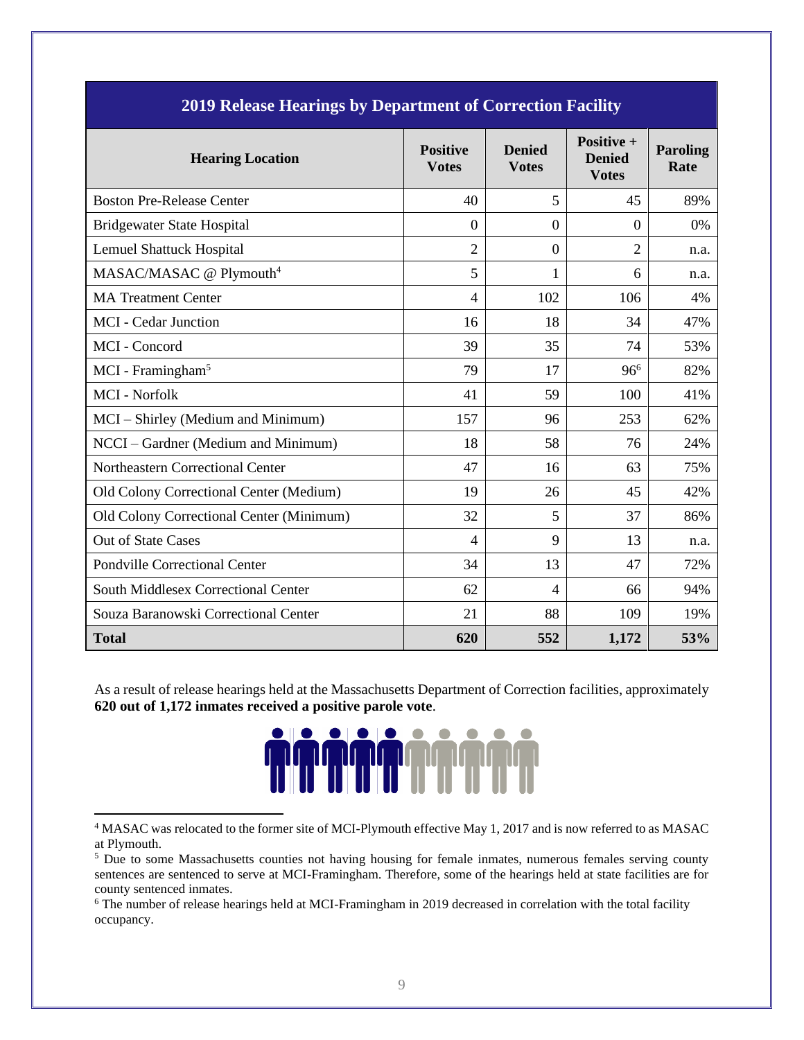| 2019 Release Hearings by Department of Correction Facility | | | | |
|---|---|---|---|---|
| **Hearing Location** | **Positive Votes** | **Denied Votes** | **Positive + Denied Votes** | **Paroling Rate** |
| Boston Pre-Release Center | 40 | 5 | 45 | 89% |
| Bridgewater State Hospital | 0 | 0 | 0 | 0% |
| Lemuel Shattuck Hospital | 2 | 0 | 2 | n.a. |
| MASAC/MASAC @ Plymouth[4] | 5 | 1 | 6 | n.a. |
| MA Treatment Center | 4 | 102 | 106 | 4% |
| MCI - Cedar Junction | 16 | 18 | 34 | 47% |
| MCI - Concord | 39 | 35 | 74 | 53% |
| MCI - Framingham[5] | 79 | 17 | 96[6] | 82% |
| MCI - Norfolk | 41 | 59 | 100 | 41% |
| MCI – Shirley (Medium and Minimum) | 157 | 96 | 253 | 62% |
| NCCI – Gardner (Medium and Minimum) | 18 | 58 | 76 | 24% |
| Northeastern Correctional Center | 47 | 16 | 63 | 75% |
| Old Colony Correctional Center (Medium) | 19 | 26 | 45 | 42% |
| Old Colony Correctional Center (Minimum) | 32 | 5 | 37 | 86% |
| Out of State Cases | 4 | 9 | 13 | n.a. |
| Pondville Correctional Center | 34 | 13 | 47 | 72% |
| South Middlesex Correctional Center | 62 | 4 | 66 | 94% |
| Souza Baranowski Correctional Center | 21 | 88 | 109 | 19% |
| **Total** | **620** | **552** | **1,172** | **53%** |

As a result of release hearings held at the Massachusetts Department of Correction facilities, approximately **620 out of 1,172 inmates received a positive parole vote**.

[4] MASAC was relocated to the former site of MCI-Plymouth effective May 1, 2017 and is now referred to as MASAC at Plymouth.

[5] Due to some Massachusetts counties not having housing for female inmates, numerous females serving county sentences are sentenced to serve at MCI-Framingham. Therefore, some of the hearings held at state facilities are for county sentenced inmates.

[6] The number of release hearings held at MCI-Framingham in 2019 decreased in correlation with the total facility occupancy.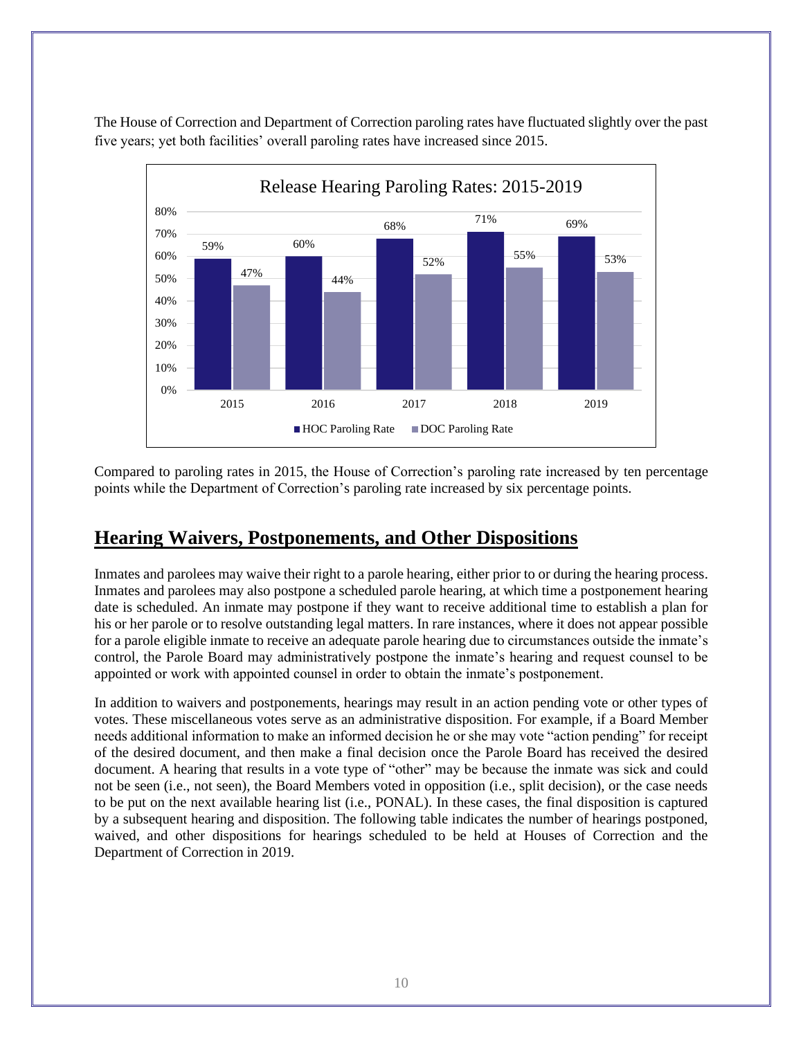The House of Correction and Department of Correction paroling rates have fluctuated slightly over the past five years; yet both facilities' overall paroling rates have increased since 2015.

**Release Hearing Paroling Rates: 2015-2019**

| Year | HOC Paroling Rate | DOC Paroling Rate |
| --- | --- | --- |
| 2015 | 59% | 47% |
| 2016 | 60% | 44% |
| 2017 | 68% | 52% |
| 2018 | 71% | 55% |
| 2019 | 69% | 53% |

Compared to paroling rates in 2015, the House of Correction's paroling rate increased by ten percentage points while the Department of Correction's paroling rate increased by six percentage points.

## Hearing Waivers, Postponements, and Other Dispositions

Inmates and parolees may waive their right to a parole hearing, either prior to or during the hearing process. Inmates and parolees may also postpone a scheduled parole hearing, at which time a postponement hearing date is scheduled. An inmate may postpone if they want to receive additional time to establish a plan for his or her parole or to resolve outstanding legal matters. In rare instances, where it does not appear possible for a parole eligible inmate to receive an adequate parole hearing due to circumstances outside the inmate's control, the Parole Board may administratively postpone the inmate's hearing and request counsel to be appointed or work with appointed counsel in order to obtain the inmate's postponement.

In addition to waivers and postponements, hearings may result in an action pending vote or other types of votes. These miscellaneous votes serve as an administrative disposition. For example, if a Board Member needs additional information to make an informed decision he or she may vote "action pending" for receipt of the desired document, and then make a final decision once the Parole Board has received the desired document. A hearing that results in a vote type of "other" may be because the inmate was sick and could not be seen (i.e., not seen), the Board Members voted in opposition (i.e., split decision), or the case needs to be put on the next available hearing list (i.e., PONAL). In these cases, the final disposition is captured by a subsequent hearing and disposition. The following table indicates the number of hearings postponed, waived, and other dispositions for hearings scheduled to be held at Houses of Correction and the Department of Correction in 2019.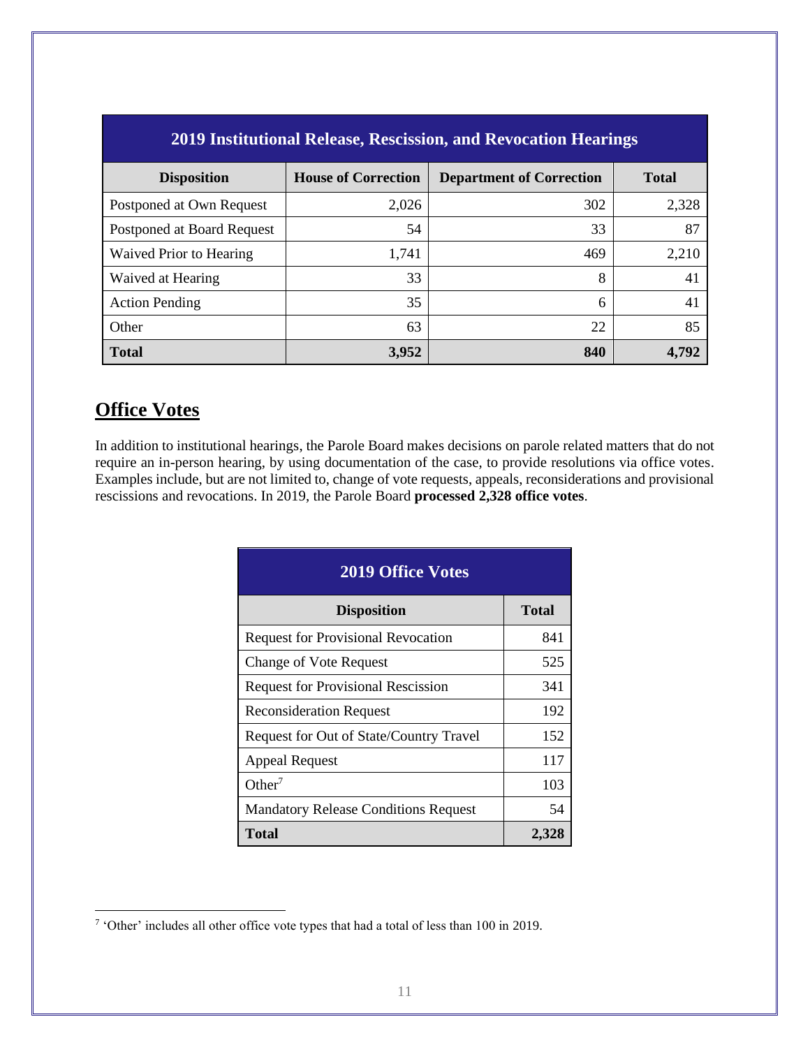| 2019 Institutional Release, Rescission, and Revocation Hearings | | | |
|---|---|---|---|
| **Disposition** | **House of Correction** | **Department of Correction** | **Total** |
| Postponed at Own Request | 2,026 | 302 | 2,328 |
| Postponed at Board Request | 54 | 33 | 87 |
| Waived Prior to Hearing | 1,741 | 469 | 2,210 |
| Waived at Hearing | 33 | 8 | 41 |
| Action Pending | 35 | 6 | 41 |
| Other | 63 | 22 | 85 |
| **Total** | **3,952** | **840** | **4,792** |

## Office Votes

In addition to institutional hearings, the Parole Board makes decisions on parole related matters that do not require an in-person hearing, by using documentation of the case, to provide resolutions via office votes. Examples include, but are not limited to, change of vote requests, appeals, reconsiderations and provisional rescissions and revocations. In 2019, the Parole Board **processed 2,328 office votes**.

| 2019 Office Votes | |
|---|---|
| **Disposition** | **Total** |
| Request for Provisional Revocation | 841 |
| Change of Vote Request | 525 |
| Request for Provisional Rescission | 341 |
| Reconsideration Request | 192 |
| Request for Out of State/Country Travel | 152 |
| Appeal Request | 117 |
| Other[7] | 103 |
| Mandatory Release Conditions Request | 54 |
| **Total** | **2,328** |

[7] 'Other' includes all other office vote types that had a total of less than 100 in 2019.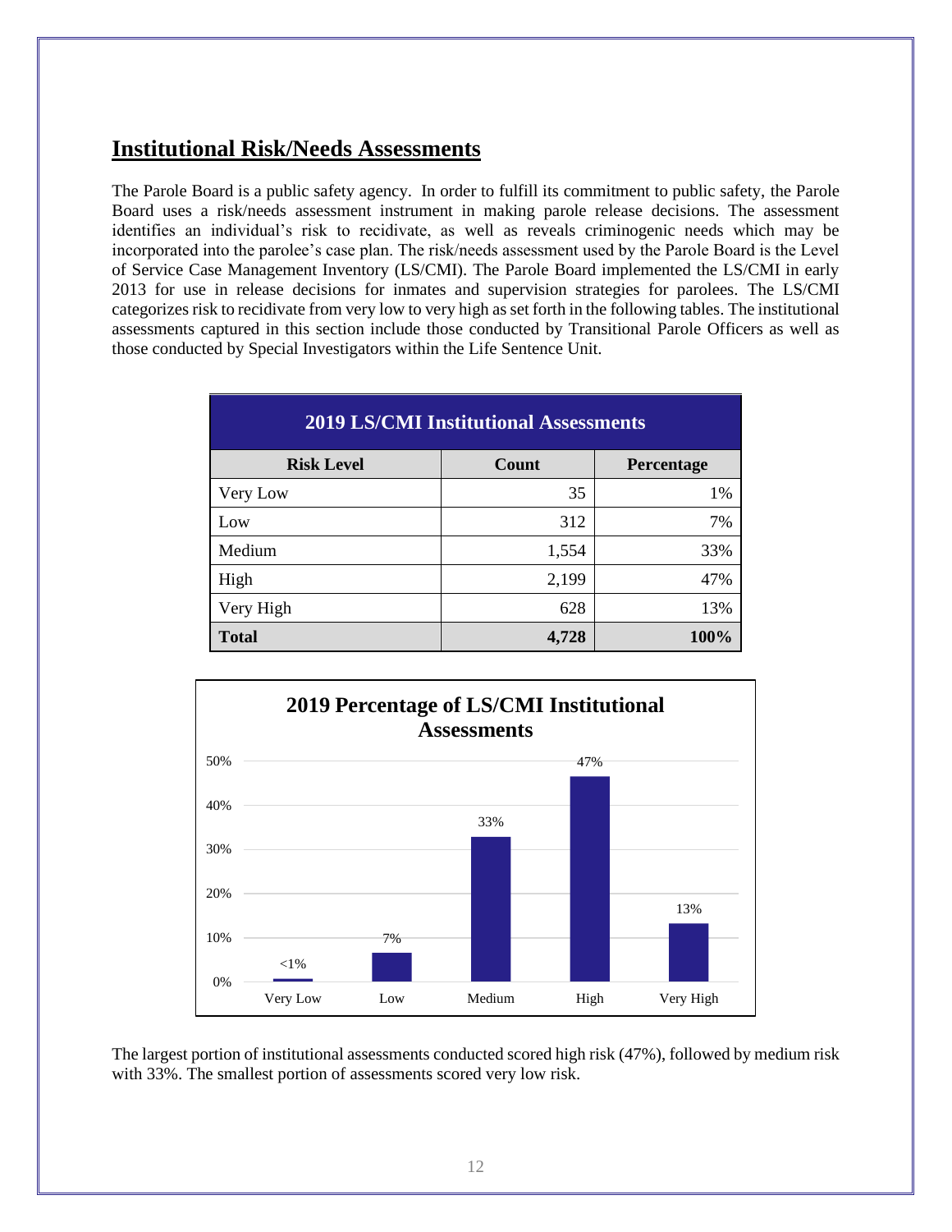## Institutional Risk/Needs Assessments

The Parole Board is a public safety agency. In order to fulfill its commitment to public safety, the Parole Board uses a risk/needs assessment instrument in making parole release decisions. The assessment identifies an individual's risk to recidivate, as well as reveals criminogenic needs which may be incorporated into the parolee's case plan. The risk/needs assessment used by the Parole Board is the Level of Service Case Management Inventory (LS/CMI). The Parole Board implemented the LS/CMI in early 2013 for use in release decisions for inmates and supervision strategies for parolees. The LS/CMI categorizes risk to recidivate from very low to very high as set forth in the following tables. The institutional assessments captured in this section include those conducted by Transitional Parole Officers as well as those conducted by Special Investigators within the Life Sentence Unit.

| 2019 LS/CMI Institutional Assessments | | |
|---|---|---|
| **Risk Level** | **Count** | **Percentage** |
| Very Low | 35 | 1% |
| Low | 312 | 7% |
| Medium | 1,554 | 33% |
| High | 2,199 | 47% |
| Very High | 628 | 13% |
| **Total** | **4,728** | **100%** |

**2019 Percentage of LS/CMI Institutional Assessments**

| Risk Level | Percentage |
|---|---|
| Very Low | <1% |
| Low | 7% |
| Medium | 33% |
| High | 47% |
| Very High | 13% |

The largest portion of institutional assessments conducted scored high risk (47%), followed by medium risk with 33%. The smallest portion of assessments scored very low risk.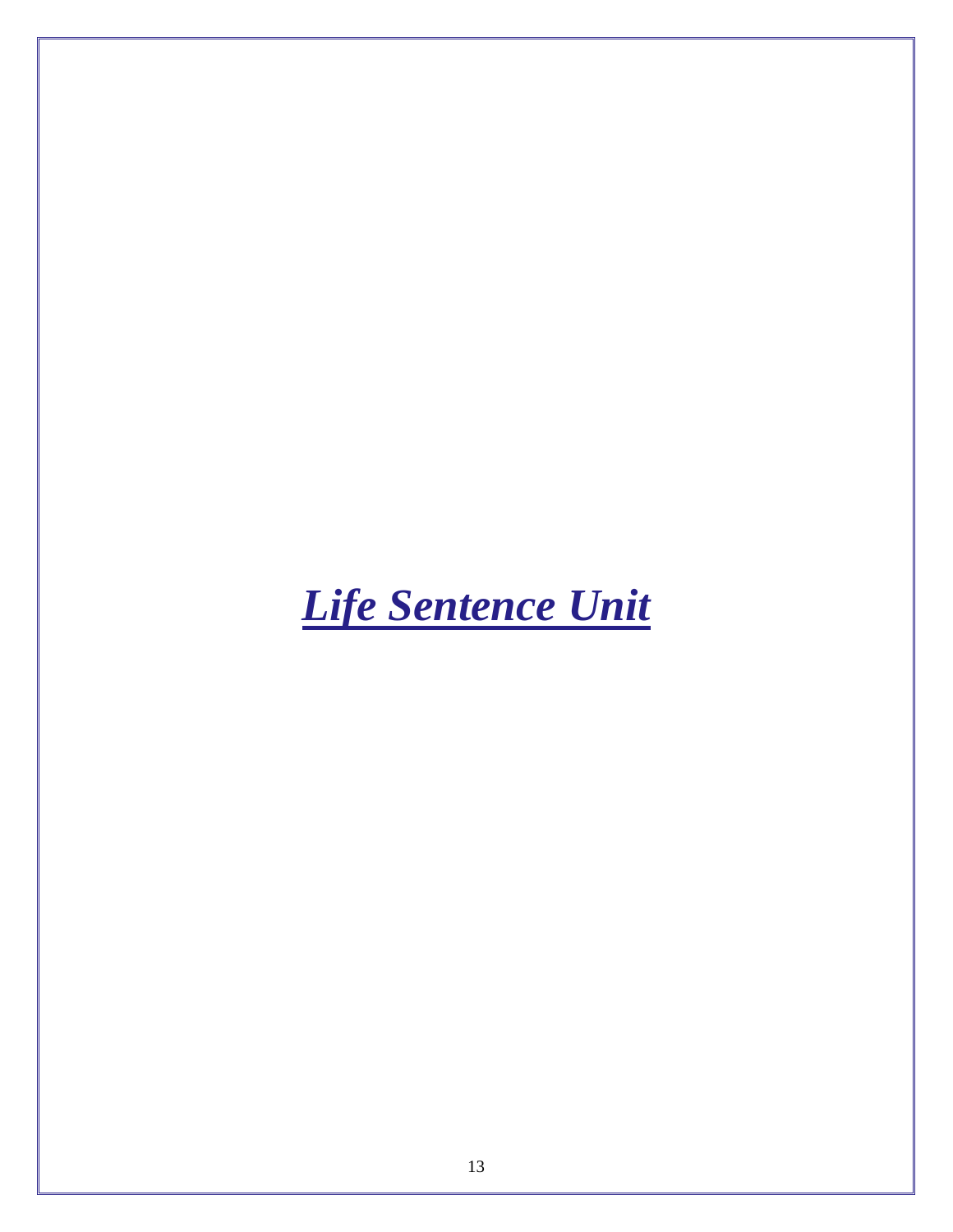# ***Life Sentence Unit***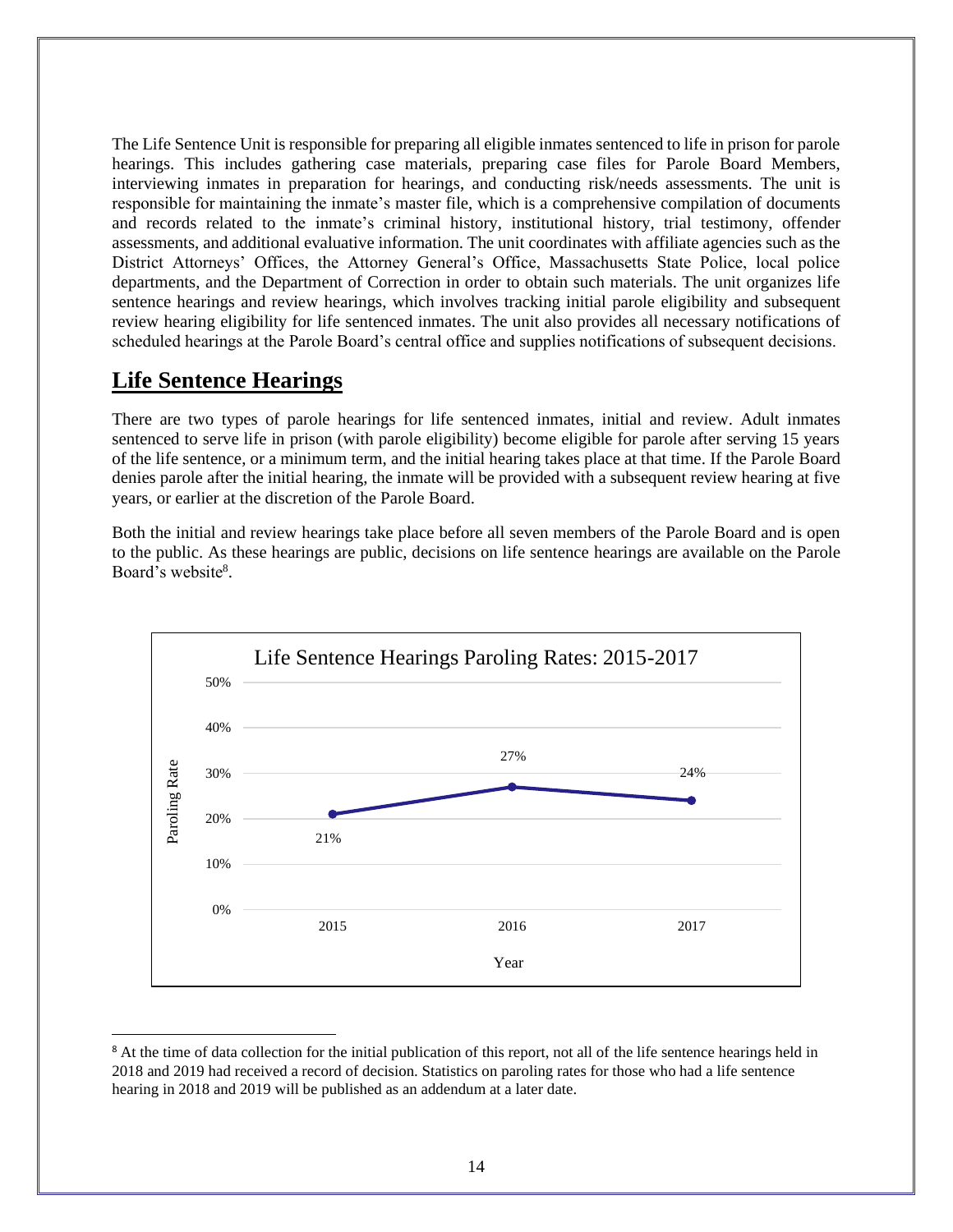The Life Sentence Unit is responsible for preparing all eligible inmates sentenced to life in prison for parole hearings. This includes gathering case materials, preparing case files for Parole Board Members, interviewing inmates in preparation for hearings, and conducting risk/needs assessments. The unit is responsible for maintaining the inmate's master file, which is a comprehensive compilation of documents and records related to the inmate's criminal history, institutional history, trial testimony, offender assessments, and additional evaluative information. The unit coordinates with affiliate agencies such as the District Attorneys' Offices, the Attorney General's Office, Massachusetts State Police, local police departments, and the Department of Correction in order to obtain such materials. The unit organizes life sentence hearings and review hearings, which involves tracking initial parole eligibility and subsequent review hearing eligibility for life sentenced inmates. The unit also provides all necessary notifications of scheduled hearings at the Parole Board's central office and supplies notifications of subsequent decisions.

## Life Sentence Hearings

There are two types of parole hearings for life sentenced inmates, initial and review. Adult inmates sentenced to serve life in prison (with parole eligibility) become eligible for parole after serving 15 years of the life sentence, or a minimum term, and the initial hearing takes place at that time. If the Parole Board denies parole after the initial hearing, the inmate will be provided with a subsequent review hearing at five years, or earlier at the discretion of the Parole Board.

Both the initial and review hearings take place before all seven members of the Parole Board and is open to the public. As these hearings are public, decisions on life sentence hearings are available on the Parole Board's website[8].

**Life Sentence Hearings Paroling Rates: 2015-2017**

| Year | Paroling Rate |
|---|---|
| 2015 | 21% |
| 2016 | 27% |
| 2017 | 24% |

[8] At the time of data collection for the initial publication of this report, not all of the life sentence hearings held in 2018 and 2019 had received a record of decision. Statistics on paroling rates for those who had a life sentence hearing in 2018 and 2019 will be published as an addendum at a later date.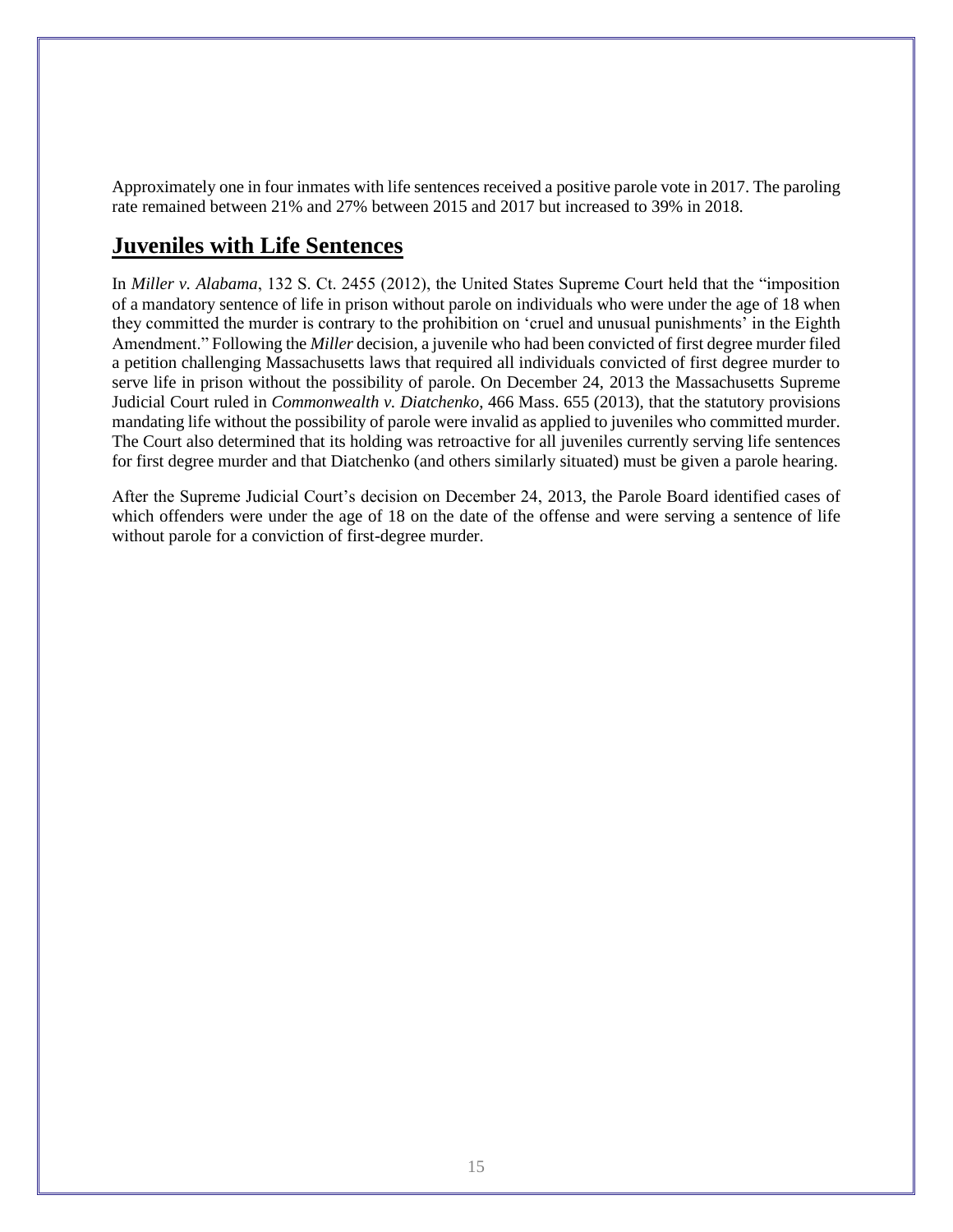Approximately one in four inmates with life sentences received a positive parole vote in 2017. The paroling rate remained between 21% and 27% between 2015 and 2017 but increased to 39% in 2018.

## Juveniles with Life Sentences

In *Miller v. Alabama*, 132 S. Ct. 2455 (2012), the United States Supreme Court held that the "imposition of a mandatory sentence of life in prison without parole on individuals who were under the age of 18 when they committed the murder is contrary to the prohibition on 'cruel and unusual punishments' in the Eighth Amendment." Following the *Miller* decision, a juvenile who had been convicted of first degree murder filed a petition challenging Massachusetts laws that required all individuals convicted of first degree murder to serve life in prison without the possibility of parole. On December 24, 2013 the Massachusetts Supreme Judicial Court ruled in *Commonwealth v. Diatchenko*, 466 Mass. 655 (2013), that the statutory provisions mandating life without the possibility of parole were invalid as applied to juveniles who committed murder. The Court also determined that its holding was retroactive for all juveniles currently serving life sentences for first degree murder and that Diatchenko (and others similarly situated) must be given a parole hearing.

After the Supreme Judicial Court's decision on December 24, 2013, the Parole Board identified cases of which offenders were under the age of 18 on the date of the offense and were serving a sentence of life without parole for a conviction of first-degree murder.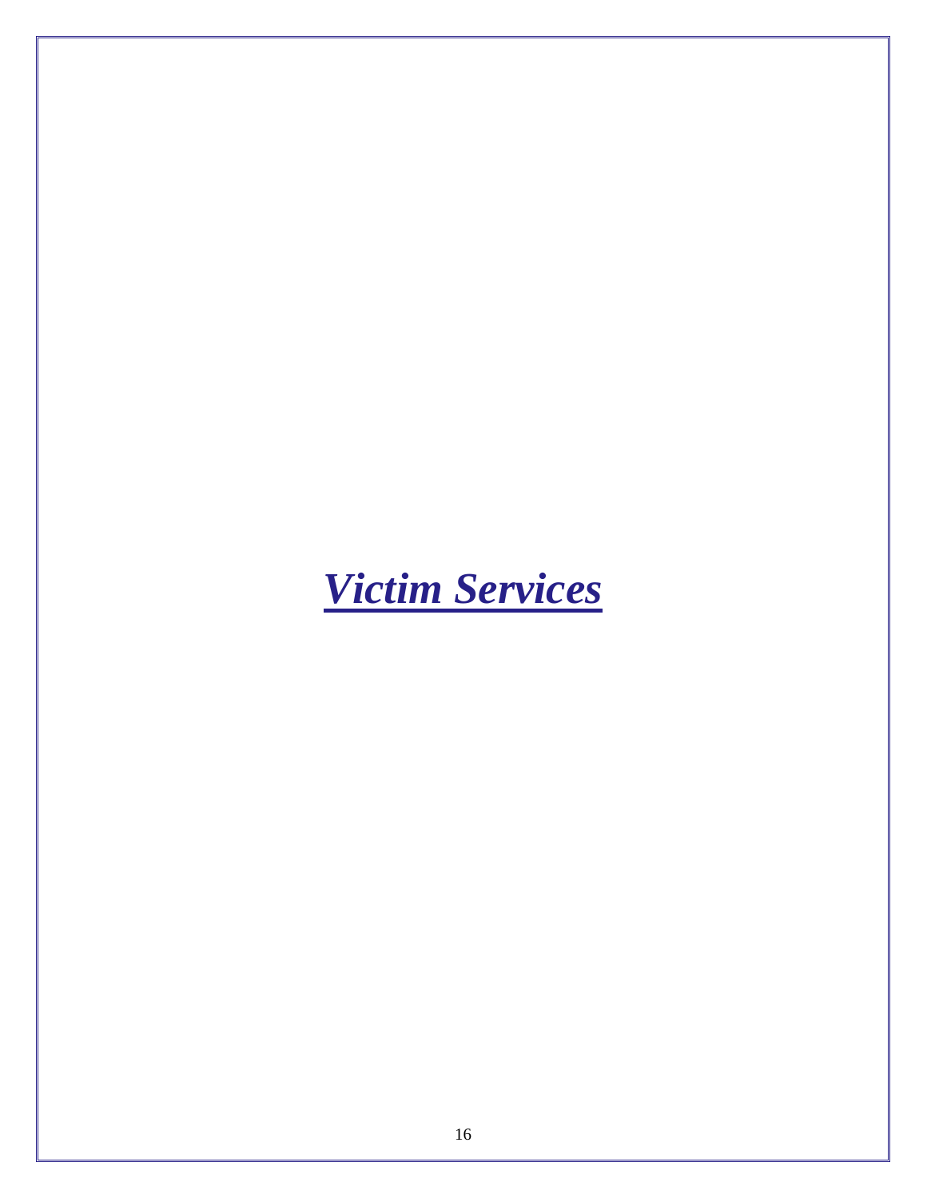# ***Victim Services***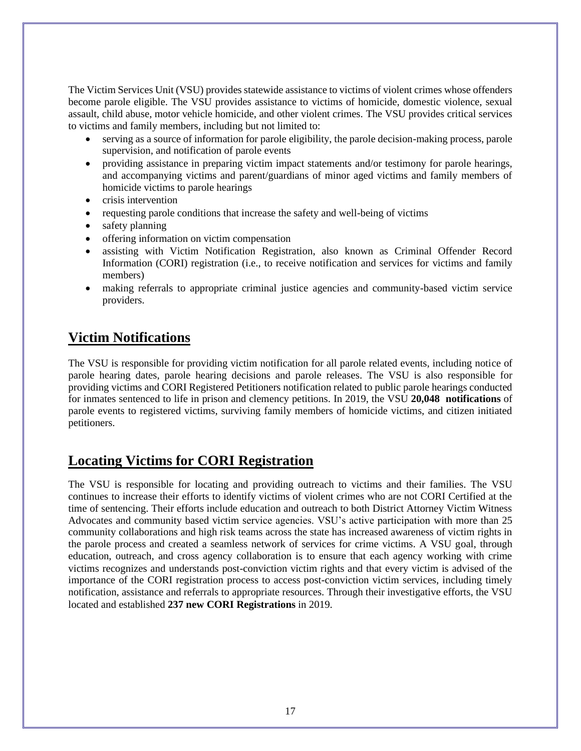The Victim Services Unit (VSU) provides statewide assistance to victims of violent crimes whose offenders become parole eligible. The VSU provides assistance to victims of homicide, domestic violence, sexual assault, child abuse, motor vehicle homicide, and other violent crimes. The VSU provides critical services to victims and family members, including but not limited to:

- serving as a source of information for parole eligibility, the parole decision-making process, parole supervision, and notification of parole events
- providing assistance in preparing victim impact statements and/or testimony for parole hearings, and accompanying victims and parent/guardians of minor aged victims and family members of homicide victims to parole hearings
- crisis intervention
- requesting parole conditions that increase the safety and well-being of victims
- safety planning
- offering information on victim compensation
- assisting with Victim Notification Registration, also known as Criminal Offender Record Information (CORI) registration (i.e., to receive notification and services for victims and family members)
- making referrals to appropriate criminal justice agencies and community-based victim service providers.

## Victim Notifications

The VSU is responsible for providing victim notification for all parole related events, including notice of parole hearing dates, parole hearing decisions and parole releases. The VSU is also responsible for providing victims and CORI Registered Petitioners notification related to public parole hearings conducted for inmates sentenced to life in prison and clemency petitions. In 2019, the VSU **20,048 notifications** of parole events to registered victims, surviving family members of homicide victims, and citizen initiated petitioners.

## Locating Victims for CORI Registration

The VSU is responsible for locating and providing outreach to victims and their families. The VSU continues to increase their efforts to identify victims of violent crimes who are not CORI Certified at the time of sentencing. Their efforts include education and outreach to both District Attorney Victim Witness Advocates and community based victim service agencies. VSU's active participation with more than 25 community collaborations and high risk teams across the state has increased awareness of victim rights in the parole process and created a seamless network of services for crime victims. A VSU goal, through education, outreach, and cross agency collaboration is to ensure that each agency working with crime victims recognizes and understands post-conviction victim rights and that every victim is advised of the importance of the CORI registration process to access post-conviction victim services, including timely notification, assistance and referrals to appropriate resources. Through their investigative efforts, the VSU located and established **237 new CORI Registrations** in 2019.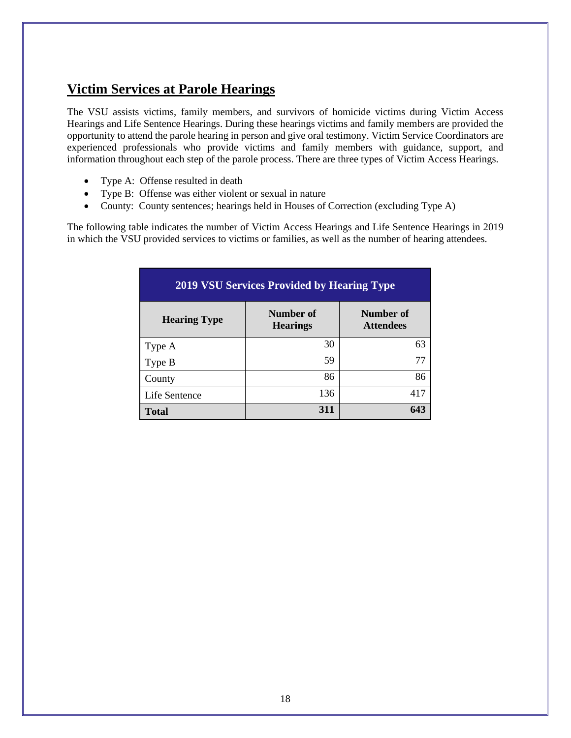## Victim Services at Parole Hearings

The VSU assists victims, family members, and survivors of homicide victims during Victim Access Hearings and Life Sentence Hearings. During these hearings victims and family members are provided the opportunity to attend the parole hearing in person and give oral testimony. Victim Service Coordinators are experienced professionals who provide victims and family members with guidance, support, and information throughout each step of the parole process. There are three types of Victim Access Hearings.

- Type A: Offense resulted in death
- Type B: Offense was either violent or sexual in nature
- County: County sentences; hearings held in Houses of Correction (excluding Type A)

The following table indicates the number of Victim Access Hearings and Life Sentence Hearings in 2019 in which the VSU provided services to victims or families, as well as the number of hearing attendees.

| 2019 VSU Services Provided by Hearing Type | | |
|---|---|---|
| **Hearing Type** | **Number of Hearings** | **Number of Attendees** |
| Type A | 30 | 63 |
| Type B | 59 | 77 |
| County | 86 | 86 |
| Life Sentence | 136 | 417 |
| **Total** | **311** | **643** |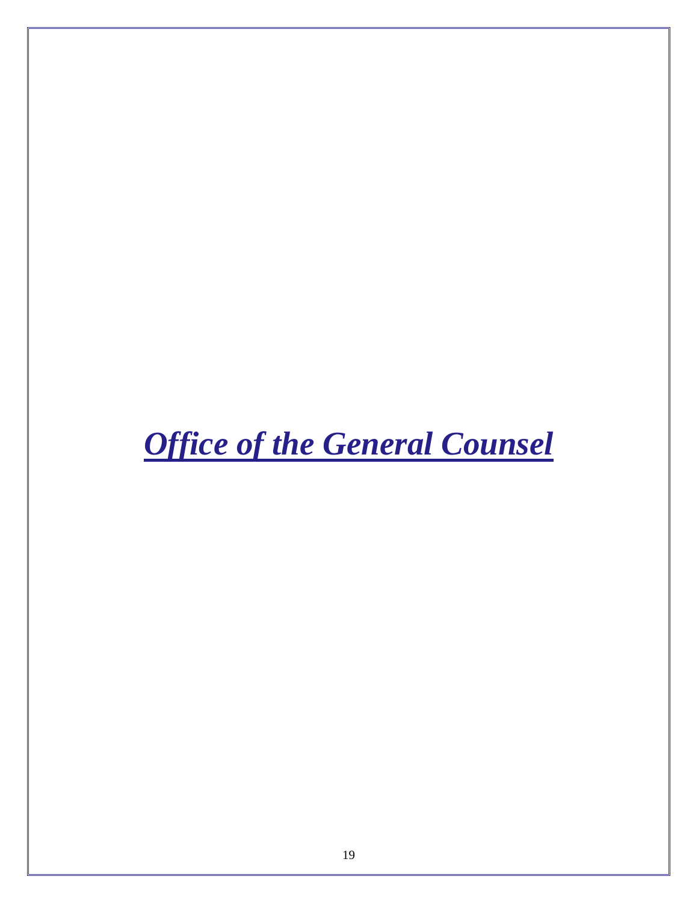# *Office of the General Counsel*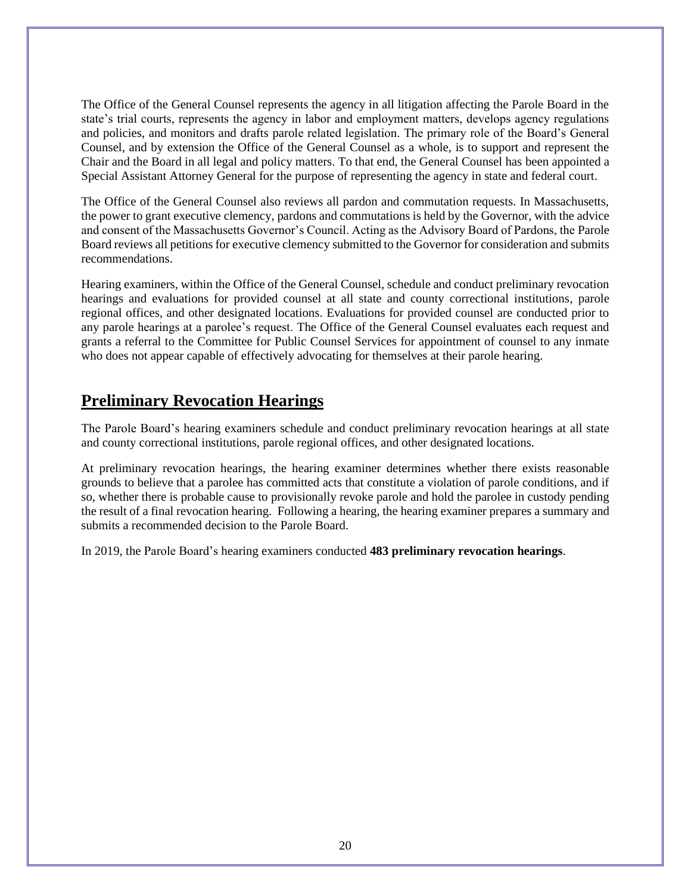The Office of the General Counsel represents the agency in all litigation affecting the Parole Board in the state's trial courts, represents the agency in labor and employment matters, develops agency regulations and policies, and monitors and drafts parole related legislation. The primary role of the Board's General Counsel, and by extension the Office of the General Counsel as a whole, is to support and represent the Chair and the Board in all legal and policy matters. To that end, the General Counsel has been appointed a Special Assistant Attorney General for the purpose of representing the agency in state and federal court.

The Office of the General Counsel also reviews all pardon and commutation requests. In Massachusetts, the power to grant executive clemency, pardons and commutations is held by the Governor, with the advice and consent of the Massachusetts Governor's Council. Acting as the Advisory Board of Pardons, the Parole Board reviews all petitions for executive clemency submitted to the Governor for consideration and submits recommendations.

Hearing examiners, within the Office of the General Counsel, schedule and conduct preliminary revocation hearings and evaluations for provided counsel at all state and county correctional institutions, parole regional offices, and other designated locations. Evaluations for provided counsel are conducted prior to any parole hearings at a parolee's request. The Office of the General Counsel evaluates each request and grants a referral to the Committee for Public Counsel Services for appointment of counsel to any inmate who does not appear capable of effectively advocating for themselves at their parole hearing.

## Preliminary Revocation Hearings

The Parole Board's hearing examiners schedule and conduct preliminary revocation hearings at all state and county correctional institutions, parole regional offices, and other designated locations.

At preliminary revocation hearings, the hearing examiner determines whether there exists reasonable grounds to believe that a parolee has committed acts that constitute a violation of parole conditions, and if so, whether there is probable cause to provisionally revoke parole and hold the parolee in custody pending the result of a final revocation hearing. Following a hearing, the hearing examiner prepares a summary and submits a recommended decision to the Parole Board.

In 2019, the Parole Board's hearing examiners conducted **483 preliminary revocation hearings**.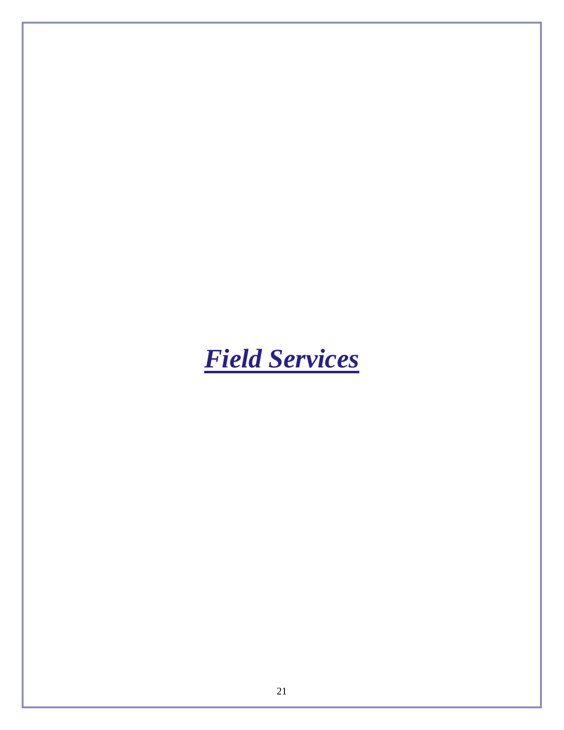# ***Field Services***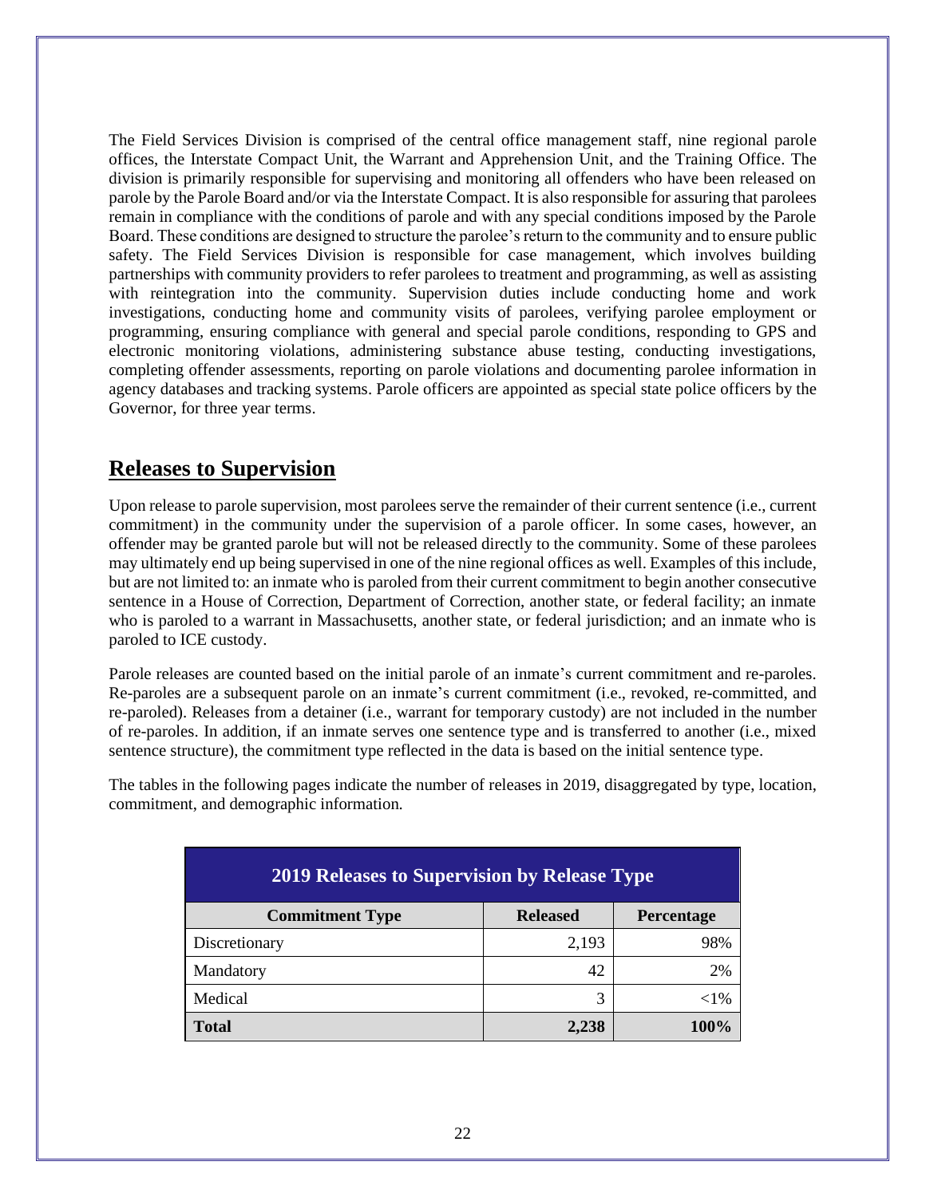The Field Services Division is comprised of the central office management staff, nine regional parole offices, the Interstate Compact Unit, the Warrant and Apprehension Unit, and the Training Office. The division is primarily responsible for supervising and monitoring all offenders who have been released on parole by the Parole Board and/or via the Interstate Compact. It is also responsible for assuring that parolees remain in compliance with the conditions of parole and with any special conditions imposed by the Parole Board. These conditions are designed to structure the parolee's return to the community and to ensure public safety. The Field Services Division is responsible for case management, which involves building partnerships with community providers to refer parolees to treatment and programming, as well as assisting with reintegration into the community. Supervision duties include conducting home and work investigations, conducting home and community visits of parolees, verifying parolee employment or programming, ensuring compliance with general and special parole conditions, responding to GPS and electronic monitoring violations, administering substance abuse testing, conducting investigations, completing offender assessments, reporting on parole violations and documenting parolee information in agency databases and tracking systems. Parole officers are appointed as special state police officers by the Governor, for three year terms.

## Releases to Supervision

Upon release to parole supervision, most parolees serve the remainder of their current sentence (i.e., current commitment) in the community under the supervision of a parole officer. In some cases, however, an offender may be granted parole but will not be released directly to the community. Some of these parolees may ultimately end up being supervised in one of the nine regional offices as well. Examples of this include, but are not limited to: an inmate who is paroled from their current commitment to begin another consecutive sentence in a House of Correction, Department of Correction, another state, or federal facility; an inmate who is paroled to a warrant in Massachusetts, another state, or federal jurisdiction; and an inmate who is paroled to ICE custody.

Parole releases are counted based on the initial parole of an inmate's current commitment and re-paroles. Re-paroles are a subsequent parole on an inmate's current commitment (i.e., revoked, re-committed, and re-paroled). Releases from a detainer (i.e., warrant for temporary custody) are not included in the number of re-paroles. In addition, if an inmate serves one sentence type and is transferred to another (i.e., mixed sentence structure), the commitment type reflected in the data is based on the initial sentence type.

The tables in the following pages indicate the number of releases in 2019, disaggregated by type, location, commitment, and demographic information.

| **2019 Releases to Supervision by Release Type** | | |
|---|---|---|
| **Commitment Type** | **Released** | **Percentage** |
| Discretionary | 2,193 | 98% |
| Mandatory | 42 | 2% |
| Medical | 3 | <1% |
| **Total** | **2,238** | **100%** |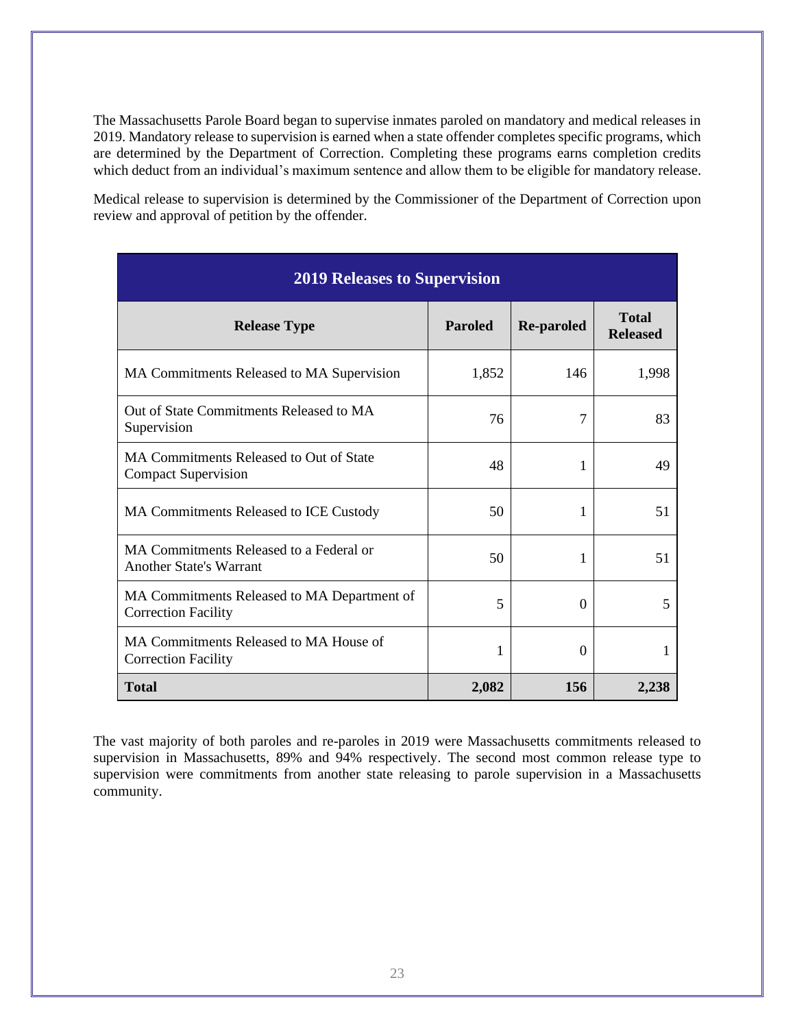The Massachusetts Parole Board began to supervise inmates paroled on mandatory and medical releases in 2019. Mandatory release to supervision is earned when a state offender completes specific programs, which are determined by the Department of Correction. Completing these programs earns completion credits which deduct from an individual's maximum sentence and allow them to be eligible for mandatory release.

Medical release to supervision is determined by the Commissioner of the Department of Correction upon review and approval of petition by the offender.

| **2019 Releases to Supervision** | | | |
|---|---|---|---|
| **Release Type** | **Paroled** | **Re-paroled** | **Total Released** |
| MA Commitments Released to MA Supervision | 1,852 | 146 | 1,998 |
| Out of State Commitments Released to MA Supervision | 76 | 7 | 83 |
| MA Commitments Released to Out of State Compact Supervision | 48 | 1 | 49 |
| MA Commitments Released to ICE Custody | 50 | 1 | 51 |
| MA Commitments Released to a Federal or Another State's Warrant | 50 | 1 | 51 |
| MA Commitments Released to MA Department of Correction Facility | 5 | 0 | 5 |
| MA Commitments Released to MA House of Correction Facility | 1 | 0 | 1 |
| **Total** | **2,082** | **156** | **2,238** |

The vast majority of both paroles and re-paroles in 2019 were Massachusetts commitments released to supervision in Massachusetts, 89% and 94% respectively. The second most common release type to supervision were commitments from another state releasing to parole supervision in a Massachusetts community.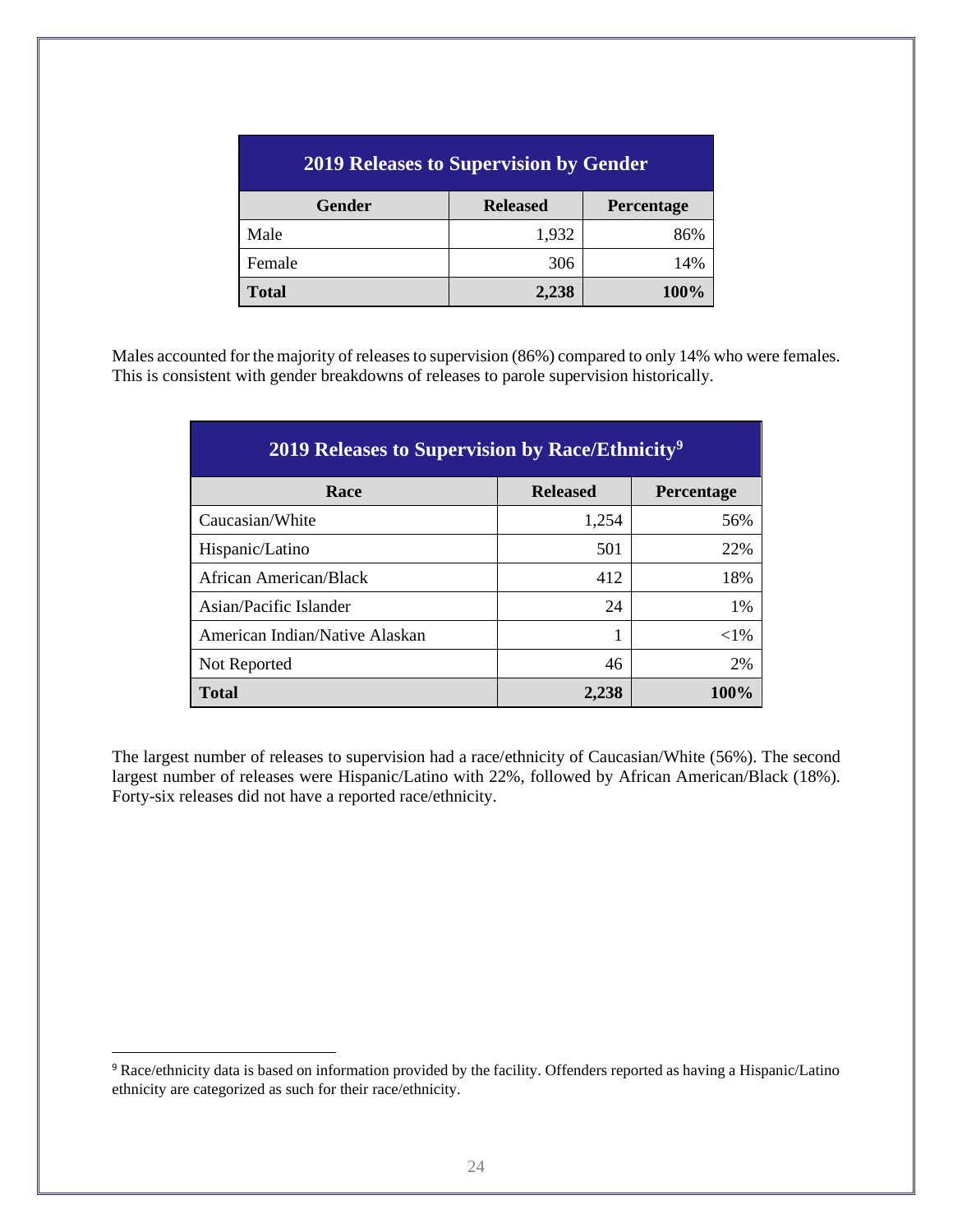| 2019 Releases to Supervision by Gender | | |
|---|---|---|
| **Gender** | **Released** | **Percentage** |
| Male | 1,932 | 86% |
| Female | 306 | 14% |
| **Total** | **2,238** | **100%** |

Males accounted for the majority of releases to supervision (86%) compared to only 14% who were females. This is consistent with gender breakdowns of releases to parole supervision historically.

| 2019 Releases to Supervision by Race/Ethnicity[9] | | |
|---|---|---|
| **Race** | **Released** | **Percentage** |
| Caucasian/White | 1,254 | 56% |
| Hispanic/Latino | 501 | 22% |
| African American/Black | 412 | 18% |
| Asian/Pacific Islander | 24 | 1% |
| American Indian/Native Alaskan | 1 | <1% |
| Not Reported | 46 | 2% |
| **Total** | **2,238** | **100%** |

The largest number of releases to supervision had a race/ethnicity of Caucasian/White (56%). The second largest number of releases were Hispanic/Latino with 22%, followed by African American/Black (18%). Forty-six releases did not have a reported race/ethnicity.

[9] Race/ethnicity data is based on information provided by the facility. Offenders reported as having a Hispanic/Latino ethnicity are categorized as such for their race/ethnicity.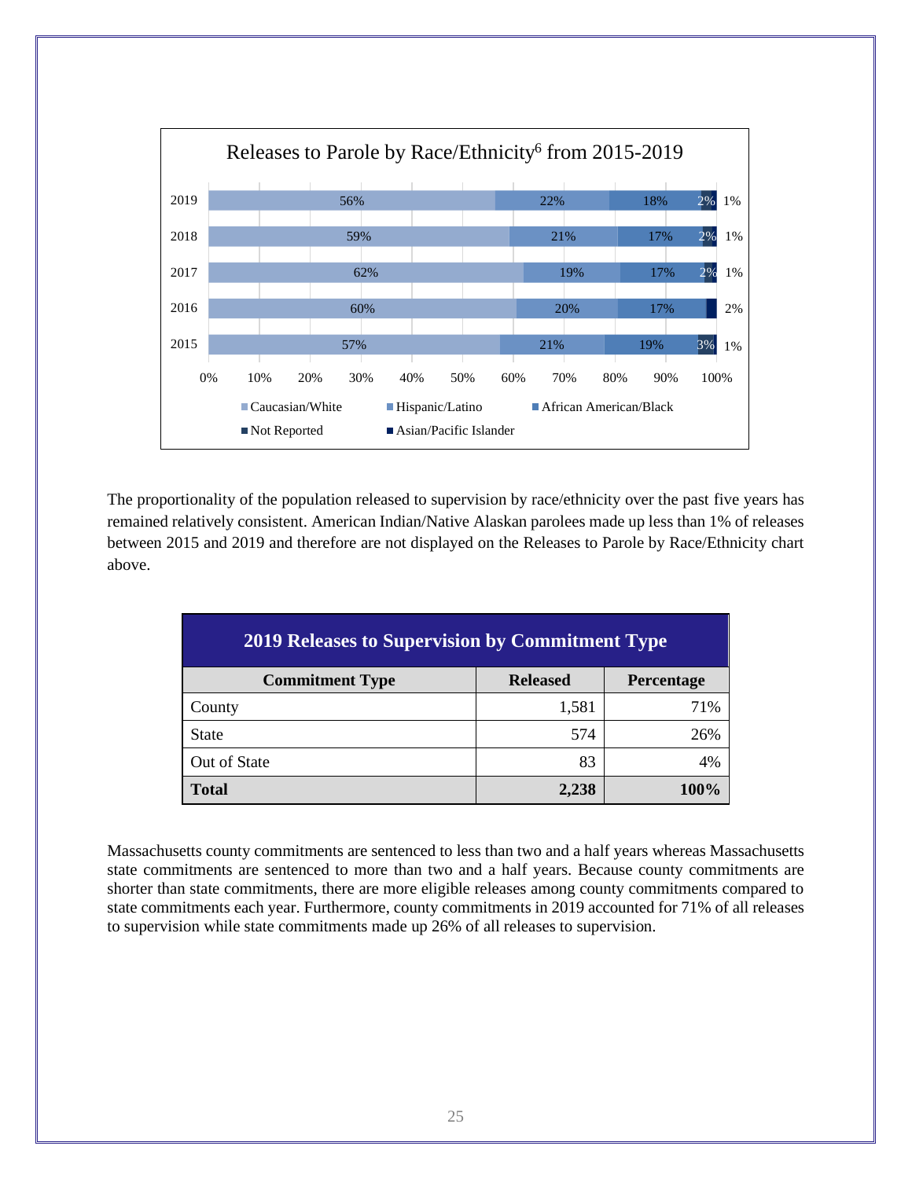**Releases to Parole by Race/Ethnicity[6] from 2015-2019**

| Year | Caucasian/White | Hispanic/Latino | African American/Black | Not Reported | Asian/Pacific Islander |
|---|---|---|---|---|---|
| 2019 | 56% | 22% | 18% | 2% | 1% |
| 2018 | 59% | 21% | 17% | 2% | 1% |
| 2017 | 62% | 19% | 17% | 2% | 1% |
| 2016 | 60% | 20% | 17% | | 2% |
| 2015 | 57% | 21% | 19% | 3% | 1% |

The proportionality of the population released to supervision by race/ethnicity over the past five years has remained relatively consistent. American Indian/Native Alaskan parolees made up less than 1% of releases between 2015 and 2019 and therefore are not displayed on the Releases to Parole by Race/Ethnicity chart above.

**2019 Releases to Supervision by Commitment Type**

| Commitment Type | Released | Percentage |
|---|---|---|
| County | 1,581 | 71% |
| State | 574 | 26% |
| Out of State | 83 | 4% |
| **Total** | **2,238** | **100%** |

Massachusetts county commitments are sentenced to less than two and a half years whereas Massachusetts state commitments are sentenced to more than two and a half years. Because county commitments are shorter than state commitments, there are more eligible releases among county commitments compared to state commitments each year. Furthermore, county commitments in 2019 accounted for 71% of all releases to supervision while state commitments made up 26% of all releases to supervision.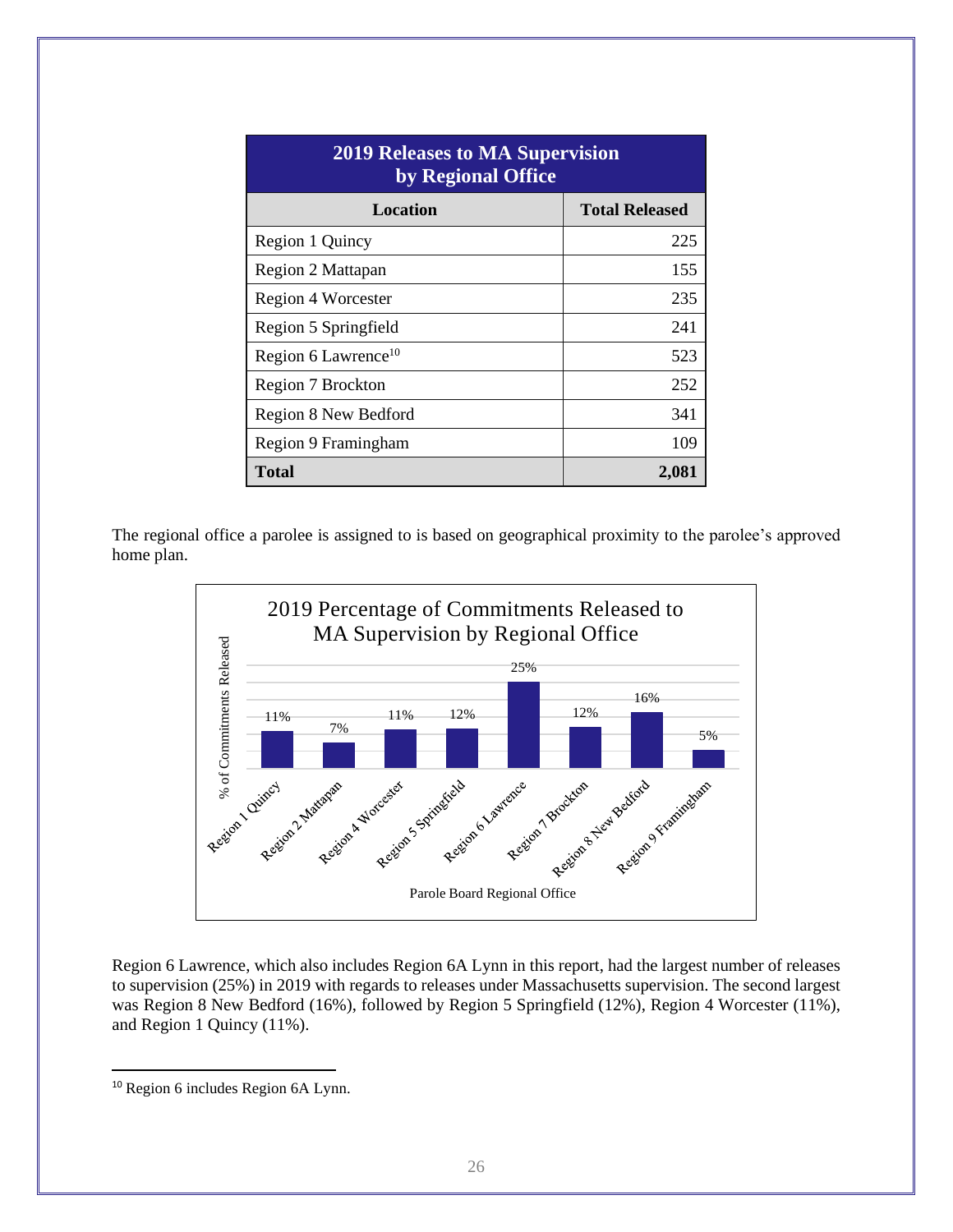| 2019 Releases to MA Supervision by Regional Office | |
|---|---|
| **Location** | **Total Released** |
| Region 1 Quincy | 225 |
| Region 2 Mattapan | 155 |
| Region 4 Worcester | 235 |
| Region 5 Springfield | 241 |
| Region 6 Lawrence[10] | 523 |
| Region 7 Brockton | 252 |
| Region 8 New Bedford | 341 |
| Region 9 Framingham | 109 |
| **Total** | **2,081** |

The regional office a parolee is assigned to is based on geographical proximity to the parolee's approved home plan.

2019 Percentage of Commitments Released to MA Supervision by Regional Office

| Parole Board Regional Office | % of Commitments Released |
|---|---|
| Region 1 Quincy | 11% |
| Region 2 Mattapan | 7% |
| Region 4 Worcester | 11% |
| Region 5 Springfield | 12% |
| Region 6 Lawrence | 25% |
| Region 7 Brockton | 12% |
| Region 8 New Bedford | 16% |
| Region 9 Framingham | 5% |

Region 6 Lawrence, which also includes Region 6A Lynn in this report, had the largest number of releases to supervision (25%) in 2019 with regards to releases under Massachusetts supervision. The second largest was Region 8 New Bedford (16%), followed by Region 5 Springfield (12%), Region 4 Worcester (11%), and Region 1 Quincy (11%).

[10] Region 6 includes Region 6A Lynn.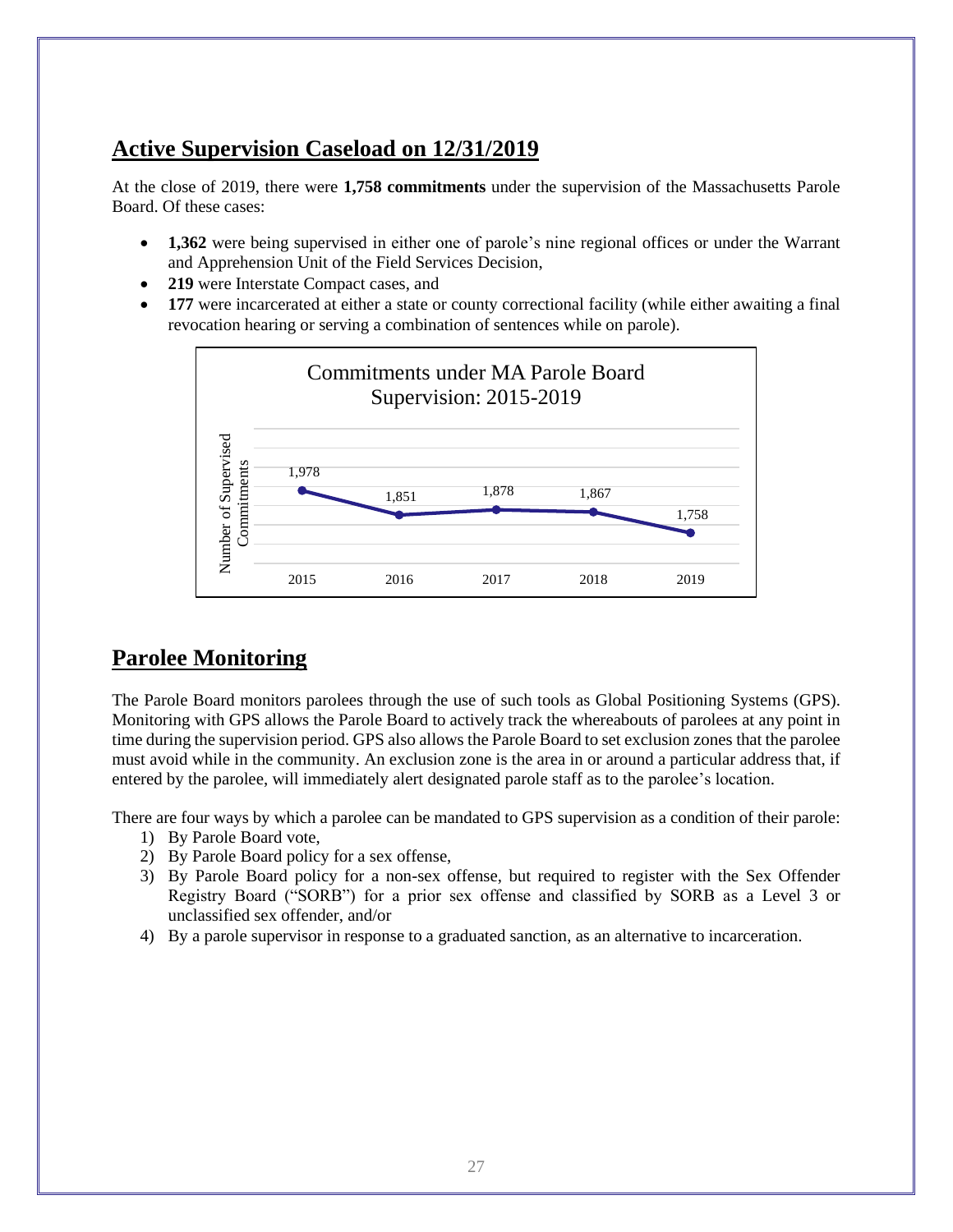## Active Supervision Caseload on 12/31/2019

At the close of 2019, there were **1,758 commitments** under the supervision of the Massachusetts Parole Board. Of these cases:

- **1,362** were being supervised in either one of parole's nine regional offices or under the Warrant and Apprehension Unit of the Field Services Decision,
- **219** were Interstate Compact cases, and
- **177** were incarcerated at either a state or county correctional facility (while either awaiting a final revocation hearing or serving a combination of sentences while on parole).

Commitments under MA Parole Board Supervision: 2015-2019

| Year | Number of Supervised Commitments |
|---|---|
| 2015 | 1,978 |
| 2016 | 1,851 |
| 2017 | 1,878 |
| 2018 | 1,867 |
| 2019 | 1,758 |

## Parolee Monitoring

The Parole Board monitors parolees through the use of such tools as Global Positioning Systems (GPS). Monitoring with GPS allows the Parole Board to actively track the whereabouts of parolees at any point in time during the supervision period. GPS also allows the Parole Board to set exclusion zones that the parolee must avoid while in the community. An exclusion zone is the area in or around a particular address that, if entered by the parolee, will immediately alert designated parole staff as to the parolee's location.

There are four ways by which a parolee can be mandated to GPS supervision as a condition of their parole:

1) By Parole Board vote,
2) By Parole Board policy for a sex offense,
3) By Parole Board policy for a non-sex offense, but required to register with the Sex Offender Registry Board ("SORB") for a prior sex offense and classified by SORB as a Level 3 or unclassified sex offender, and/or
4) By a parole supervisor in response to a graduated sanction, as an alternative to incarceration.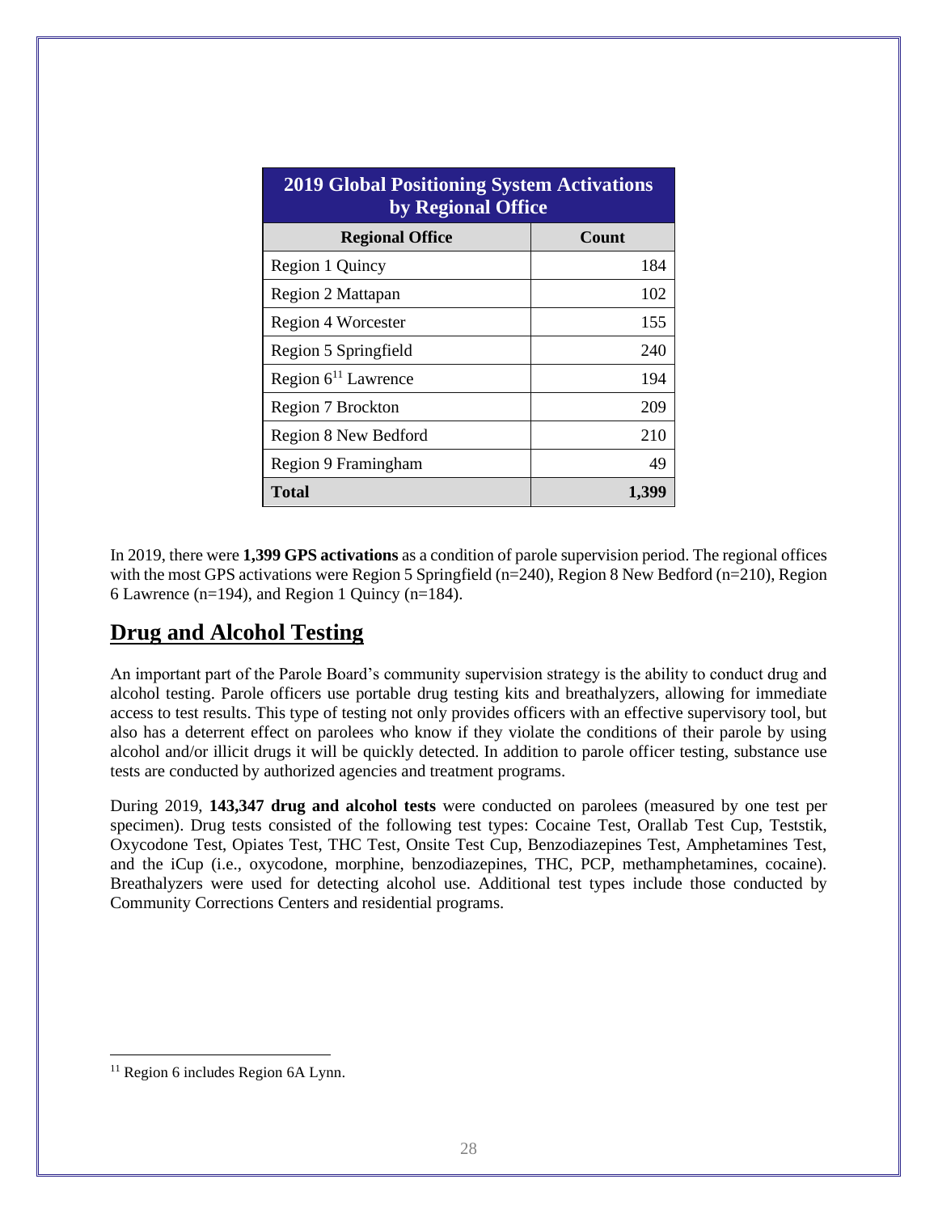| 2019 Global Positioning System Activations by Regional Office | |
|---|---|
| **Regional Office** | **Count** |
| Region 1 Quincy | 184 |
| Region 2 Mattapan | 102 |
| Region 4 Worcester | 155 |
| Region 5 Springfield | 240 |
| Region 6[11] Lawrence | 194 |
| Region 7 Brockton | 209 |
| Region 8 New Bedford | 210 |
| Region 9 Framingham | 49 |
| **Total** | **1,399** |

In 2019, there were **1,399 GPS activations** as a condition of parole supervision period. The regional offices with the most GPS activations were Region 5 Springfield (n=240), Region 8 New Bedford (n=210), Region 6 Lawrence (n=194), and Region 1 Quincy (n=184).

## Drug and Alcohol Testing

An important part of the Parole Board's community supervision strategy is the ability to conduct drug and alcohol testing. Parole officers use portable drug testing kits and breathalyzers, allowing for immediate access to test results. This type of testing not only provides officers with an effective supervisory tool, but also has a deterrent effect on parolees who know if they violate the conditions of their parole by using alcohol and/or illicit drugs it will be quickly detected. In addition to parole officer testing, substance use tests are conducted by authorized agencies and treatment programs.

During 2019, **143,347 drug and alcohol tests** were conducted on parolees (measured by one test per specimen). Drug tests consisted of the following test types: Cocaine Test, Orallab Test Cup, Teststik, Oxycodone Test, Opiates Test, THC Test, Onsite Test Cup, Benzodiazepines Test, Amphetamines Test, and the iCup (i.e., oxycodone, morphine, benzodiazepines, THC, PCP, methamphetamines, cocaine). Breathalyzers were used for detecting alcohol use. Additional test types include those conducted by Community Corrections Centers and residential programs.

[11] Region 6 includes Region 6A Lynn.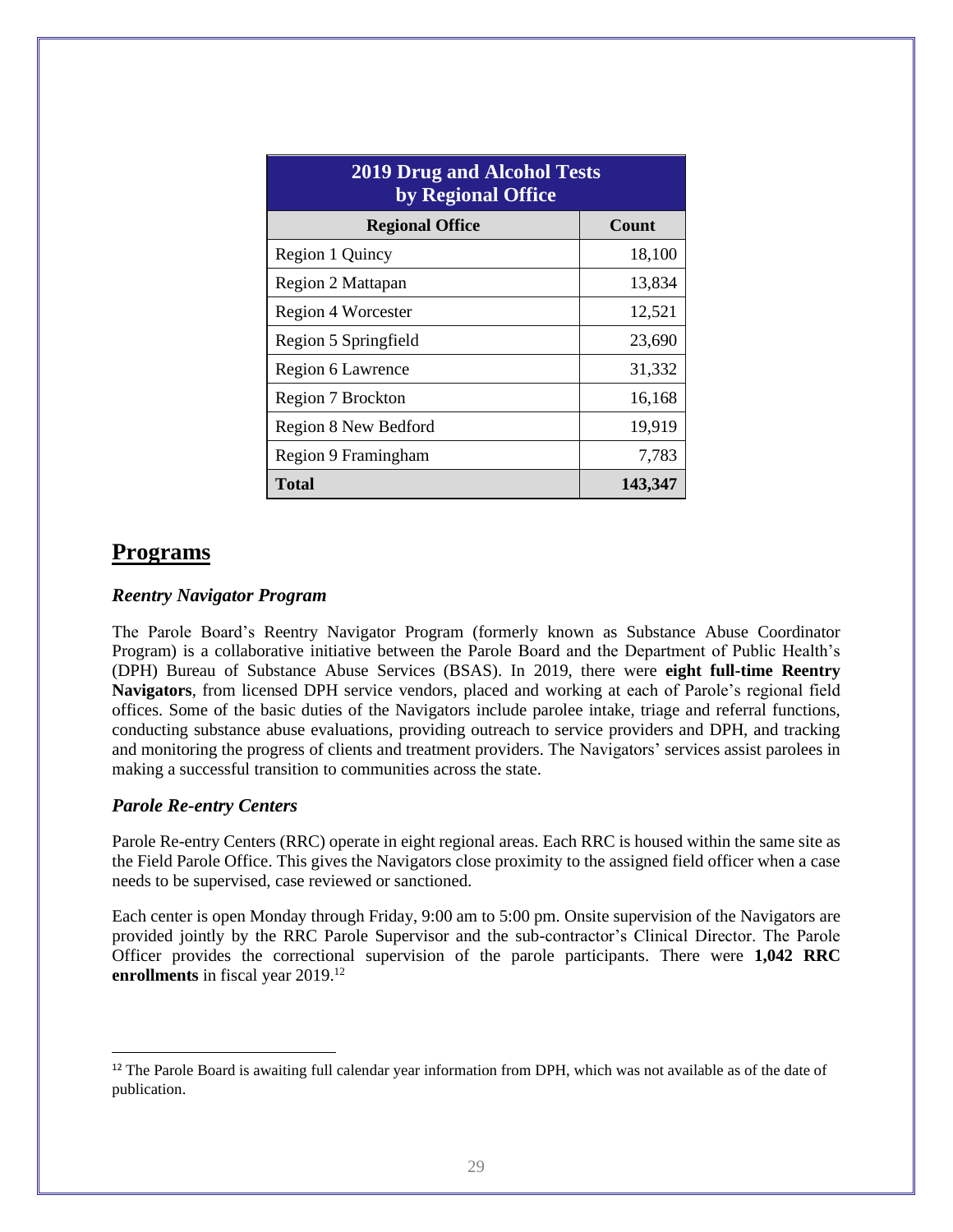| 2019 Drug and Alcohol Tests by Regional Office | |
|---|---|
| **Regional Office** | **Count** |
| Region 1 Quincy | 18,100 |
| Region 2 Mattapan | 13,834 |
| Region 4 Worcester | 12,521 |
| Region 5 Springfield | 23,690 |
| Region 6 Lawrence | 31,332 |
| Region 7 Brockton | 16,168 |
| Region 8 New Bedford | 19,919 |
| Region 9 Framingham | 7,783 |
| **Total** | **143,347** |

## Programs

### *Reentry Navigator Program*

The Parole Board's Reentry Navigator Program (formerly known as Substance Abuse Coordinator Program) is a collaborative initiative between the Parole Board and the Department of Public Health's (DPH) Bureau of Substance Abuse Services (BSAS). In 2019, there were **eight full-time Reentry Navigators**, from licensed DPH service vendors, placed and working at each of Parole's regional field offices. Some of the basic duties of the Navigators include parolee intake, triage and referral functions, conducting substance abuse evaluations, providing outreach to service providers and DPH, and tracking and monitoring the progress of clients and treatment providers. The Navigators' services assist parolees in making a successful transition to communities across the state.

### *Parole Re-entry Centers*

Parole Re-entry Centers (RRC) operate in eight regional areas. Each RRC is housed within the same site as the Field Parole Office. This gives the Navigators close proximity to the assigned field officer when a case needs to be supervised, case reviewed or sanctioned.

Each center is open Monday through Friday, 9:00 am to 5:00 pm. Onsite supervision of the Navigators are provided jointly by the RRC Parole Supervisor and the sub-contractor's Clinical Director. The Parole Officer provides the correctional supervision of the parole participants. There were **1,042 RRC enrollments** in fiscal year 2019.[12]

[12] The Parole Board is awaiting full calendar year information from DPH, which was not available as of the date of publication.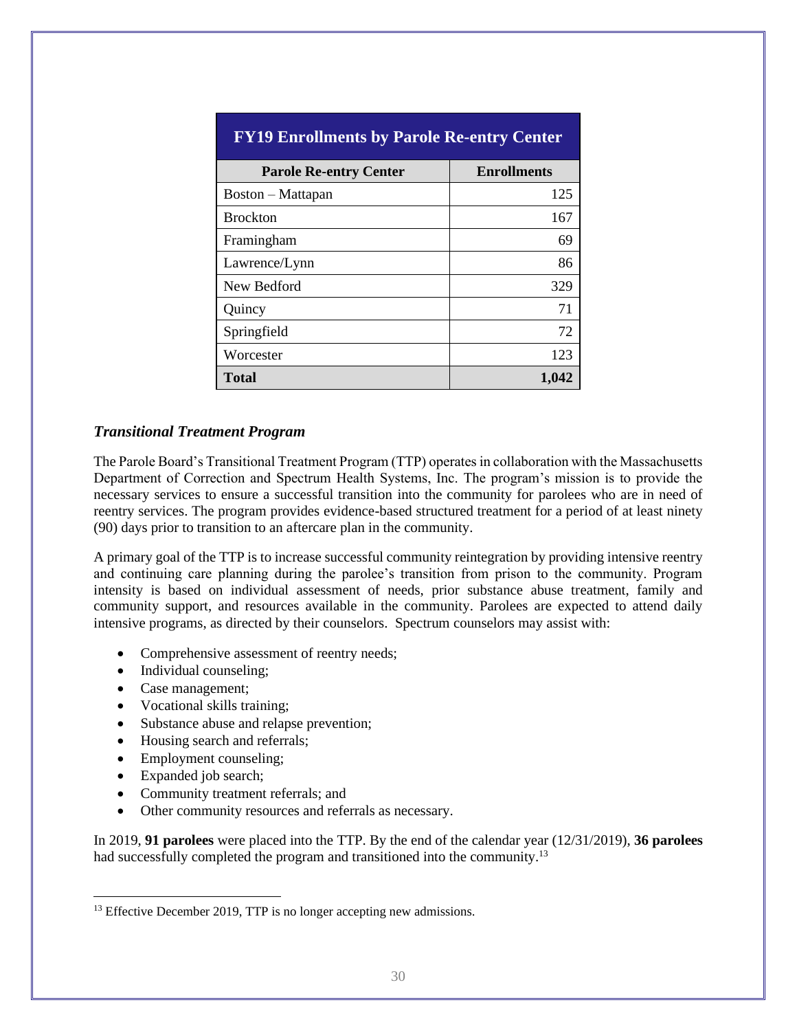| FY19 Enrollments by Parole Re-entry Center | |
|---|---|
| **Parole Re-entry Center** | **Enrollments** |
| Boston – Mattapan | 125 |
| Brockton | 167 |
| Framingham | 69 |
| Lawrence/Lynn | 86 |
| New Bedford | 329 |
| Quincy | 71 |
| Springfield | 72 |
| Worcester | 123 |
| **Total** | **1,042** |

### *Transitional Treatment Program*

The Parole Board's Transitional Treatment Program (TTP) operates in collaboration with the Massachusetts Department of Correction and Spectrum Health Systems, Inc. The program's mission is to provide the necessary services to ensure a successful transition into the community for parolees who are in need of reentry services. The program provides evidence-based structured treatment for a period of at least ninety (90) days prior to transition to an aftercare plan in the community.

A primary goal of the TTP is to increase successful community reintegration by providing intensive reentry and continuing care planning during the parolee's transition from prison to the community. Program intensity is based on individual assessment of needs, prior substance abuse treatment, family and community support, and resources available in the community. Parolees are expected to attend daily intensive programs, as directed by their counselors. Spectrum counselors may assist with:

- Comprehensive assessment of reentry needs;
- Individual counseling;
- Case management;
- Vocational skills training;
- Substance abuse and relapse prevention;
- Housing search and referrals;
- Employment counseling;
- Expanded job search;
- Community treatment referrals; and
- Other community resources and referrals as necessary.

In 2019, **91 parolees** were placed into the TTP. By the end of the calendar year (12/31/2019), **36 parolees** had successfully completed the program and transitioned into the community.[13]

[13] Effective December 2019, TTP is no longer accepting new admissions.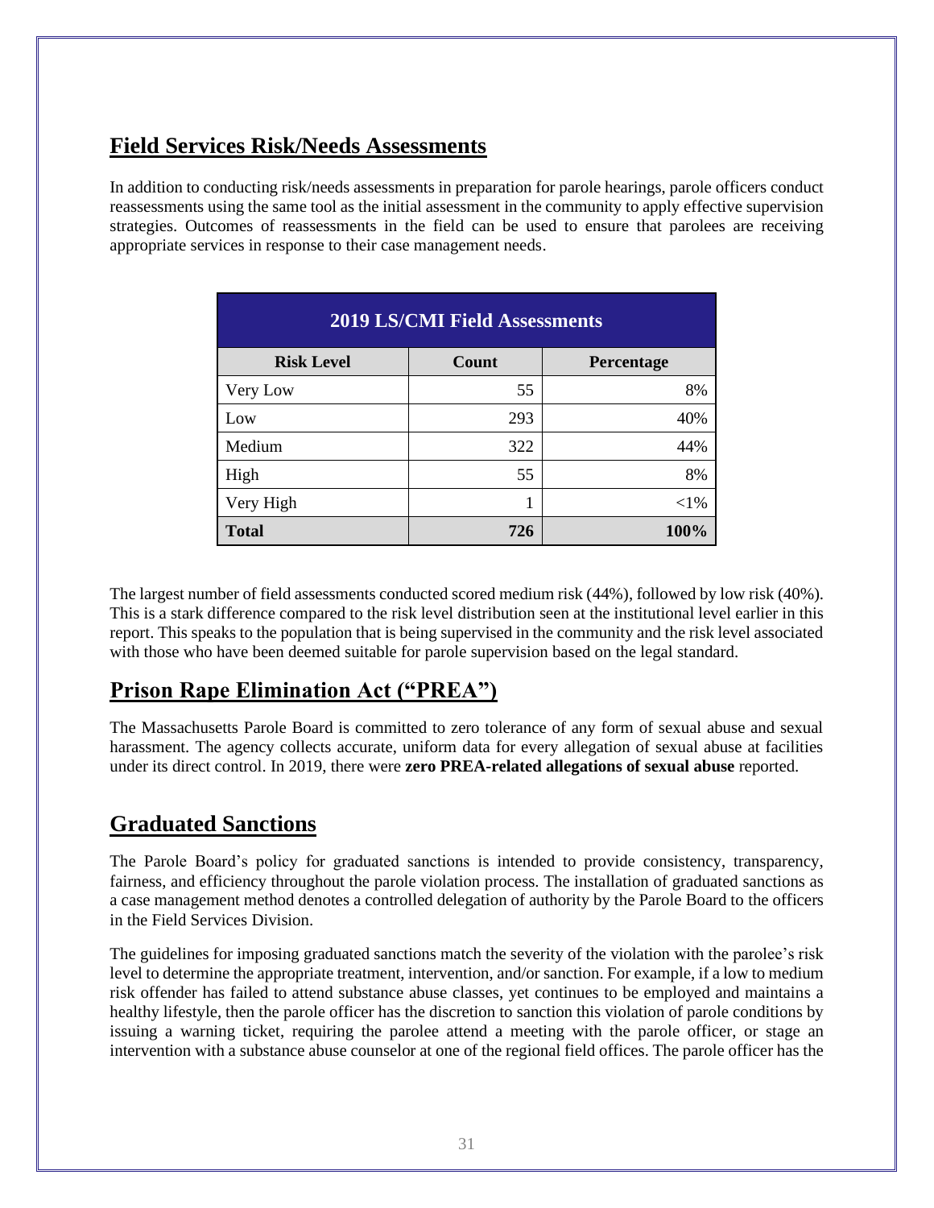## Field Services Risk/Needs Assessments

In addition to conducting risk/needs assessments in preparation for parole hearings, parole officers conduct reassessments using the same tool as the initial assessment in the community to apply effective supervision strategies. Outcomes of reassessments in the field can be used to ensure that parolees are receiving appropriate services in response to their case management needs.

| 2019 LS/CMI Field Assessments | | |
|---|---|---|
| **Risk Level** | **Count** | **Percentage** |
| Very Low | 55 | 8% |
| Low | 293 | 40% |
| Medium | 322 | 44% |
| High | 55 | 8% |
| Very High | 1 | <1% |
| **Total** | **726** | **100%** |

The largest number of field assessments conducted scored medium risk (44%), followed by low risk (40%). This is a stark difference compared to the risk level distribution seen at the institutional level earlier in this report. This speaks to the population that is being supervised in the community and the risk level associated with those who have been deemed suitable for parole supervision based on the legal standard.

## Prison Rape Elimination Act ("PREA")

The Massachusetts Parole Board is committed to zero tolerance of any form of sexual abuse and sexual harassment. The agency collects accurate, uniform data for every allegation of sexual abuse at facilities under its direct control. In 2019, there were **zero PREA-related allegations of sexual abuse** reported.

## Graduated Sanctions

The Parole Board's policy for graduated sanctions is intended to provide consistency, transparency, fairness, and efficiency throughout the parole violation process. The installation of graduated sanctions as a case management method denotes a controlled delegation of authority by the Parole Board to the officers in the Field Services Division.

The guidelines for imposing graduated sanctions match the severity of the violation with the parolee's risk level to determine the appropriate treatment, intervention, and/or sanction. For example, if a low to medium risk offender has failed to attend substance abuse classes, yet continues to be employed and maintains a healthy lifestyle, then the parole officer has the discretion to sanction this violation of parole conditions by issuing a warning ticket, requiring the parolee attend a meeting with the parole officer, or stage an intervention with a substance abuse counselor at one of the regional field offices. The parole officer has the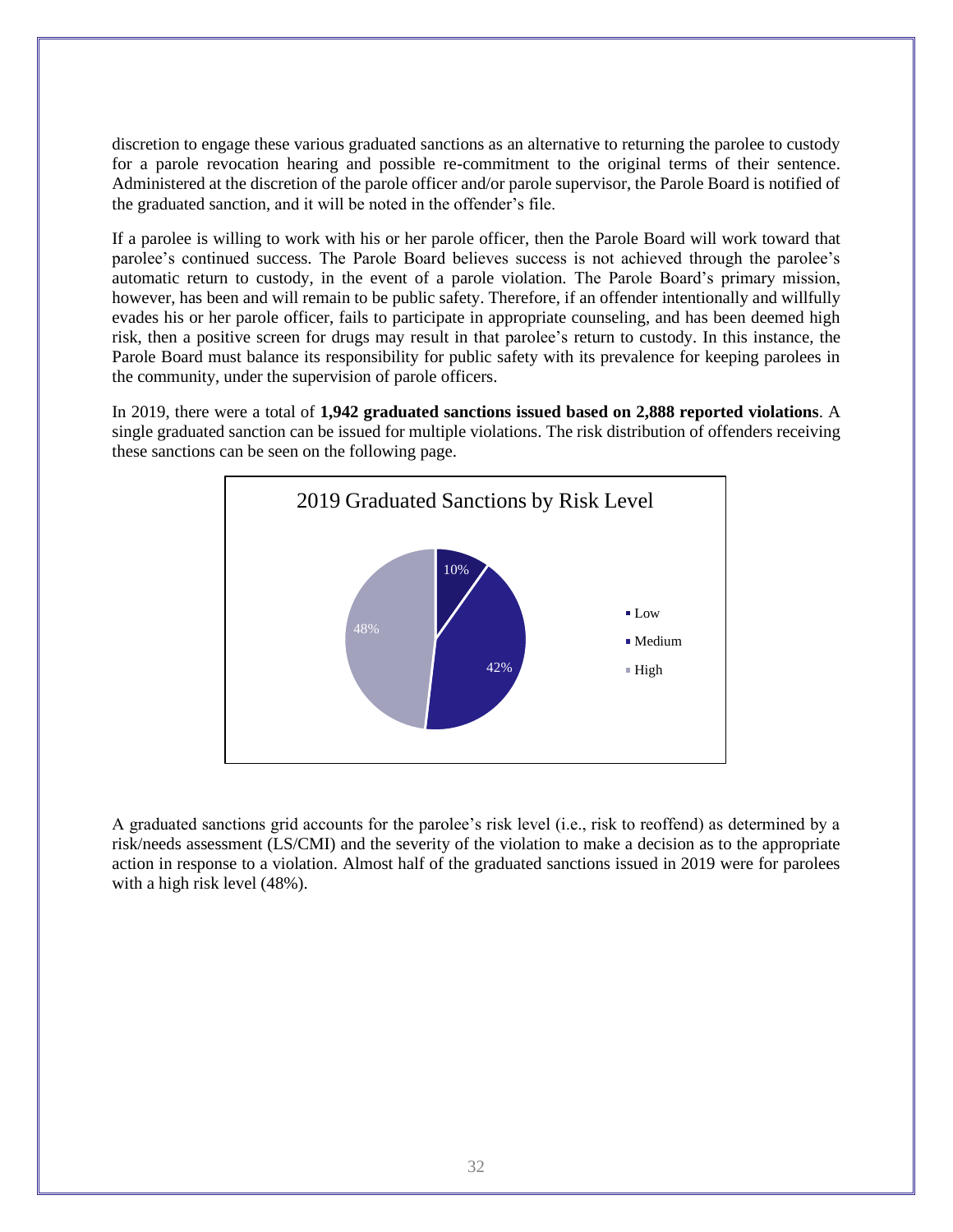discretion to engage these various graduated sanctions as an alternative to returning the parolee to custody for a parole revocation hearing and possible re-commitment to the original terms of their sentence. Administered at the discretion of the parole officer and/or parole supervisor, the Parole Board is notified of the graduated sanction, and it will be noted in the offender's file.

If a parolee is willing to work with his or her parole officer, then the Parole Board will work toward that parolee's continued success. The Parole Board believes success is not achieved through the parolee's automatic return to custody, in the event of a parole violation. The Parole Board's primary mission, however, has been and will remain to be public safety. Therefore, if an offender intentionally and willfully evades his or her parole officer, fails to participate in appropriate counseling, and has been deemed high risk, then a positive screen for drugs may result in that parolee's return to custody. In this instance, the Parole Board must balance its responsibility for public safety with its prevalence for keeping parolees in the community, under the supervision of parole officers.

In 2019, there were a total of **1,942 graduated sanctions issued based on 2,888 reported violations**. A single graduated sanction can be issued for multiple violations. The risk distribution of offenders receiving these sanctions can be seen on the following page.

2019 Graduated Sanctions by Risk Level

| Risk Level | Percent |
| --- | --- |
| Low | 10% |
| Medium | 42% |
| High | 48% |

A graduated sanctions grid accounts for the parolee's risk level (i.e., risk to reoffend) as determined by a risk/needs assessment (LS/CMI) and the severity of the violation to make a decision as to the appropriate action in response to a violation. Almost half of the graduated sanctions issued in 2019 were for parolees with a high risk level (48%).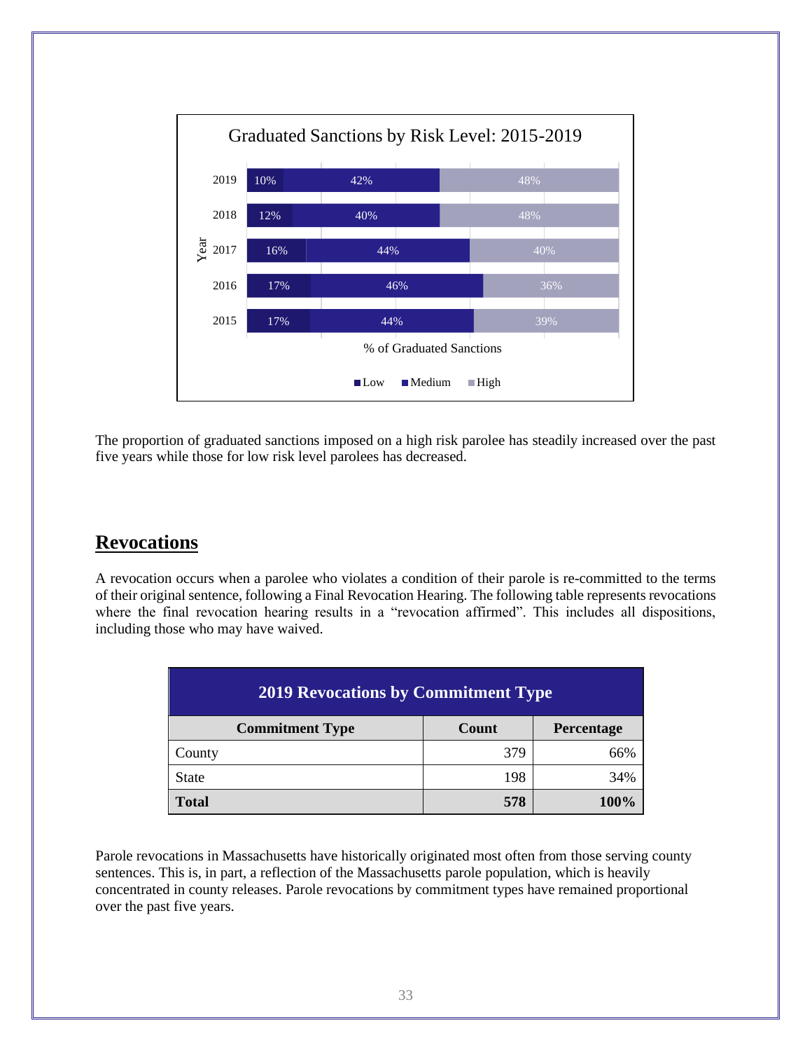Graduated Sanctions by Risk Level: 2015-2019

| Year | Low | Medium | High |
|---|---|---|---|
| 2019 | 10% | 42% | 48% |
| 2018 | 12% | 40% | 48% |
| 2017 | 16% | 44% | 40% |
| 2016 | 17% | 46% | 36% |
| 2015 | 17% | 44% | 39% |

% of Graduated Sanctions

The proportion of graduated sanctions imposed on a high risk parolee has steadily increased over the past five years while those for low risk level parolees has decreased.

## Revocations

A revocation occurs when a parolee who violates a condition of their parole is re-committed to the terms of their original sentence, following a Final Revocation Hearing. The following table represents revocations where the final revocation hearing results in a "revocation affirmed". This includes all dispositions, including those who may have waived.

| 2019 Revocations by Commitment Type | | |
|---|---|---|
| **Commitment Type** | **Count** | **Percentage** |
| County | 379 | 66% |
| State | 198 | 34% |
| **Total** | **578** | **100%** |

Parole revocations in Massachusetts have historically originated most often from those serving county sentences. This is, in part, a reflection of the Massachusetts parole population, which is heavily concentrated in county releases. Parole revocations by commitment types have remained proportional over the past five years.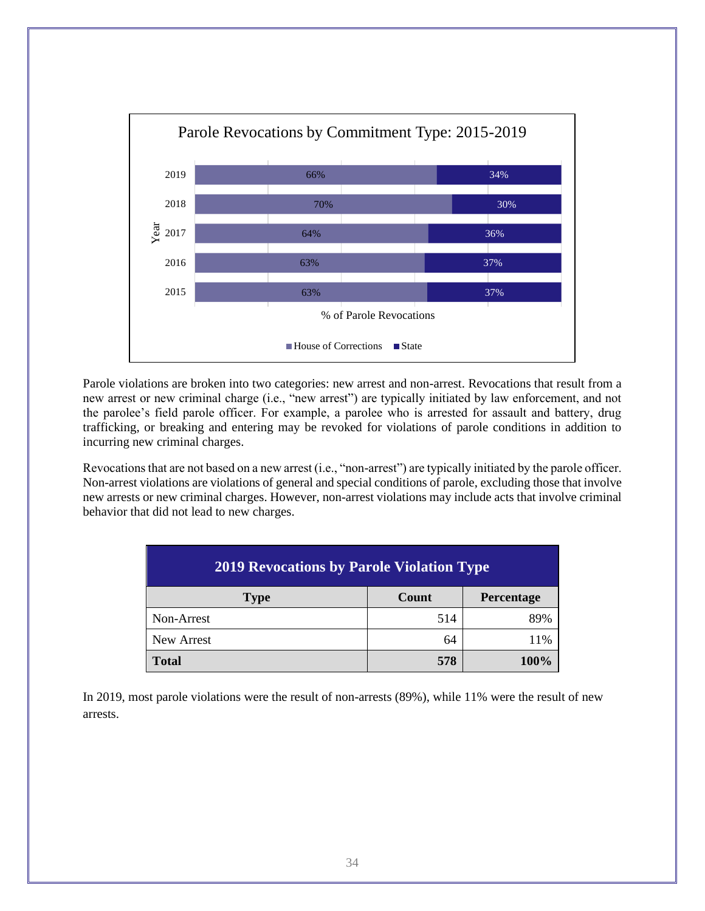**Parole Revocations by Commitment Type: 2015-2019**

| Year | House of Corrections | State |
|---|---|---|
| 2019 | 66% | 34% |
| 2018 | 70% | 30% |
| 2017 | 64% | 36% |
| 2016 | 63% | 37% |
| 2015 | 63% | 37% |

% of Parole Revocations

Parole violations are broken into two categories: new arrest and non-arrest. Revocations that result from a new arrest or new criminal charge (i.e., "new arrest") are typically initiated by law enforcement, and not the parolee's field parole officer. For example, a parolee who is arrested for assault and battery, drug trafficking, or breaking and entering may be revoked for violations of parole conditions in addition to incurring new criminal charges.

Revocations that are not based on a new arrest (i.e., "non-arrest") are typically initiated by the parole officer. Non-arrest violations are violations of general and special conditions of parole, excluding those that involve new arrests or new criminal charges. However, non-arrest violations may include acts that involve criminal behavior that did not lead to new charges.

**2019 Revocations by Parole Violation Type**

| Type | Count | Percentage |
|---|---|---|
| Non-Arrest | 514 | 89% |
| New Arrest | 64 | 11% |
| **Total** | **578** | **100%** |

In 2019, most parole violations were the result of non-arrests (89%), while 11% were the result of new arrests.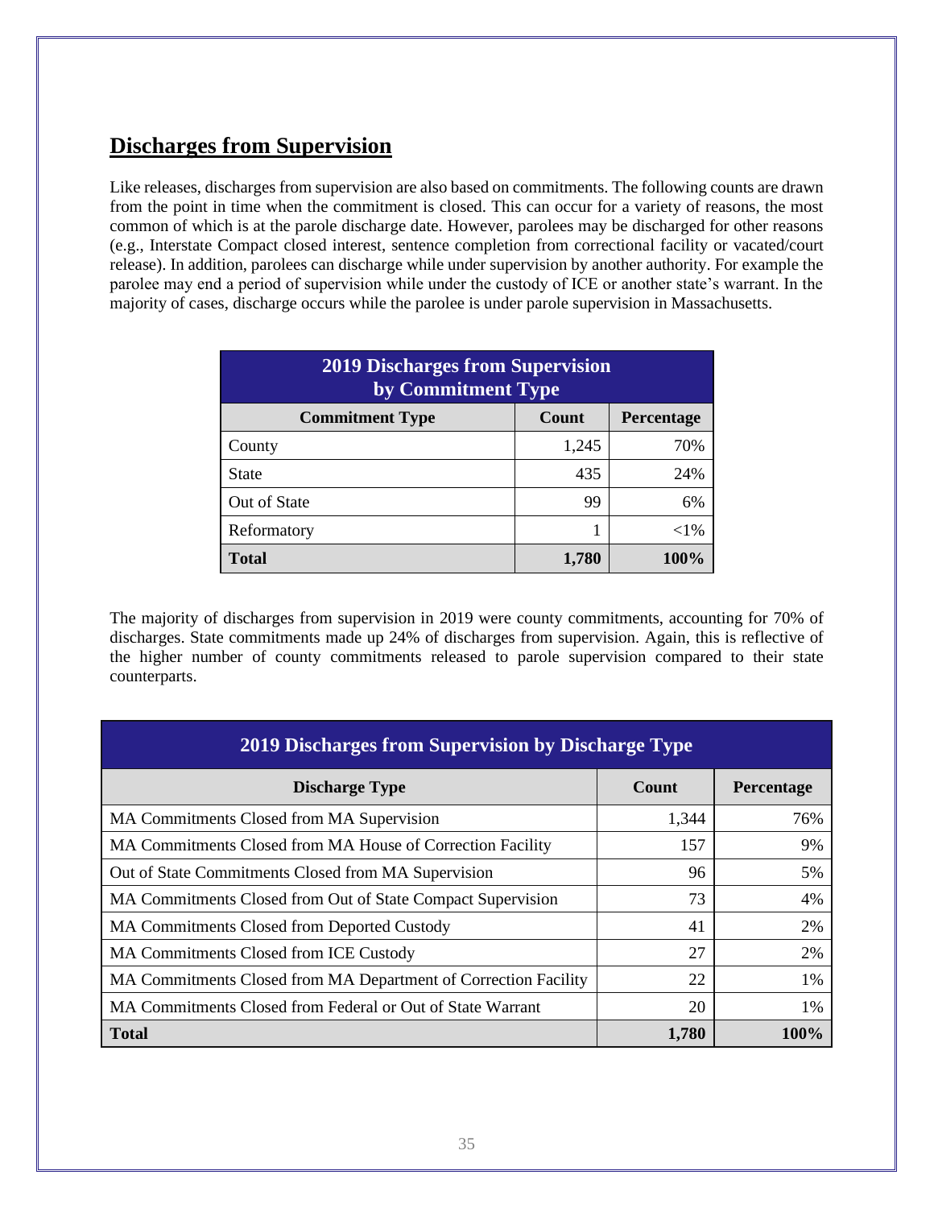## Discharges from Supervision

Like releases, discharges from supervision are also based on commitments. The following counts are drawn from the point in time when the commitment is closed. This can occur for a variety of reasons, the most common of which is at the parole discharge date. However, parolees may be discharged for other reasons (e.g., Interstate Compact closed interest, sentence completion from correctional facility or vacated/court release). In addition, parolees can discharge while under supervision by another authority. For example the parolee may end a period of supervision while under the custody of ICE or another state's warrant. In the majority of cases, discharge occurs while the parolee is under parole supervision in Massachusetts.

| 2019 Discharges from Supervision by Commitment Type | | |
|---|---|---|
| **Commitment Type** | **Count** | **Percentage** |
| County | 1,245 | 70% |
| State | 435 | 24% |
| Out of State | 99 | 6% |
| Reformatory | 1 | <1% |
| **Total** | **1,780** | **100%** |

The majority of discharges from supervision in 2019 were county commitments, accounting for 70% of discharges. State commitments made up 24% of discharges from supervision. Again, this is reflective of the higher number of county commitments released to parole supervision compared to their state counterparts.

| 2019 Discharges from Supervision by Discharge Type | | |
|---|---|---|
| **Discharge Type** | **Count** | **Percentage** |
| MA Commitments Closed from MA Supervision | 1,344 | 76% |
| MA Commitments Closed from MA House of Correction Facility | 157 | 9% |
| Out of State Commitments Closed from MA Supervision | 96 | 5% |
| MA Commitments Closed from Out of State Compact Supervision | 73 | 4% |
| MA Commitments Closed from Deported Custody | 41 | 2% |
| MA Commitments Closed from ICE Custody | 27 | 2% |
| MA Commitments Closed from MA Department of Correction Facility | 22 | 1% |
| MA Commitments Closed from Federal or Out of State Warrant | 20 | 1% |
| **Total** | **1,780** | **100%** |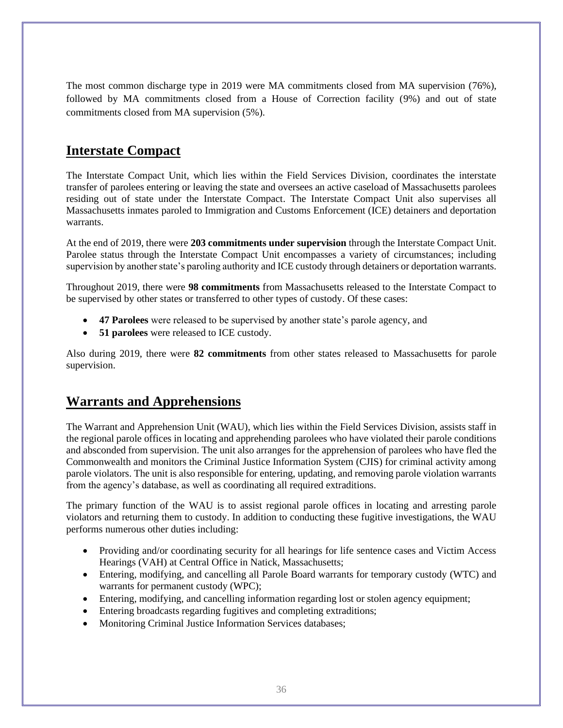The most common discharge type in 2019 were MA commitments closed from MA supervision (76%), followed by MA commitments closed from a House of Correction facility (9%) and out of state commitments closed from MA supervision (5%).

## Interstate Compact

The Interstate Compact Unit, which lies within the Field Services Division, coordinates the interstate transfer of parolees entering or leaving the state and oversees an active caseload of Massachusetts parolees residing out of state under the Interstate Compact. The Interstate Compact Unit also supervises all Massachusetts inmates paroled to Immigration and Customs Enforcement (ICE) detainers and deportation warrants.

At the end of 2019, there were **203 commitments under supervision** through the Interstate Compact Unit. Parolee status through the Interstate Compact Unit encompasses a variety of circumstances; including supervision by another state's paroling authority and ICE custody through detainers or deportation warrants.

Throughout 2019, there were **98 commitments** from Massachusetts released to the Interstate Compact to be supervised by other states or transferred to other types of custody. Of these cases:

- **47 Parolees** were released to be supervised by another state's parole agency, and
- **51 parolees** were released to ICE custody.

Also during 2019, there were **82 commitments** from other states released to Massachusetts for parole supervision.

## Warrants and Apprehensions

The Warrant and Apprehension Unit (WAU), which lies within the Field Services Division, assists staff in the regional parole offices in locating and apprehending parolees who have violated their parole conditions and absconded from supervision. The unit also arranges for the apprehension of parolees who have fled the Commonwealth and monitors the Criminal Justice Information System (CJIS) for criminal activity among parole violators. The unit is also responsible for entering, updating, and removing parole violation warrants from the agency's database, as well as coordinating all required extraditions.

The primary function of the WAU is to assist regional parole offices in locating and arresting parole violators and returning them to custody. In addition to conducting these fugitive investigations, the WAU performs numerous other duties including:

- Providing and/or coordinating security for all hearings for life sentence cases and Victim Access Hearings (VAH) at Central Office in Natick, Massachusetts;
- Entering, modifying, and cancelling all Parole Board warrants for temporary custody (WTC) and warrants for permanent custody (WPC);
- Entering, modifying, and cancelling information regarding lost or stolen agency equipment;
- Entering broadcasts regarding fugitives and completing extraditions;
- Monitoring Criminal Justice Information Services databases;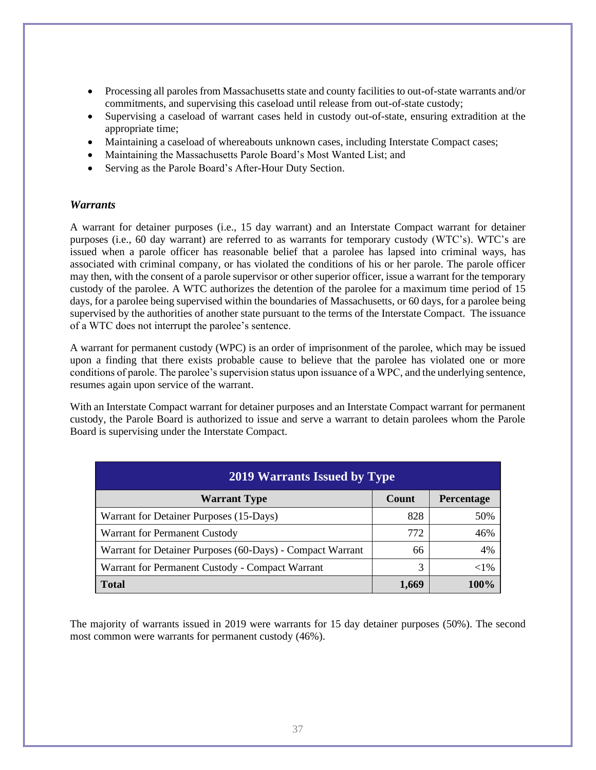- Processing all paroles from Massachusetts state and county facilities to out-of-state warrants and/or commitments, and supervising this caseload until release from out-of-state custody;
- Supervising a caseload of warrant cases held in custody out-of-state, ensuring extradition at the appropriate time;
- Maintaining a caseload of whereabouts unknown cases, including Interstate Compact cases;
- Maintaining the Massachusetts Parole Board's Most Wanted List; and
- Serving as the Parole Board's After-Hour Duty Section.

### *Warrants*

A warrant for detainer purposes (i.e., 15 day warrant) and an Interstate Compact warrant for detainer purposes (i.e., 60 day warrant) are referred to as warrants for temporary custody (WTC's). WTC's are issued when a parole officer has reasonable belief that a parolee has lapsed into criminal ways, has associated with criminal company, or has violated the conditions of his or her parole. The parole officer may then, with the consent of a parole supervisor or other superior officer, issue a warrant for the temporary custody of the parolee. A WTC authorizes the detention of the parolee for a maximum time period of 15 days, for a parolee being supervised within the boundaries of Massachusetts, or 60 days, for a parolee being supervised by the authorities of another state pursuant to the terms of the Interstate Compact. The issuance of a WTC does not interrupt the parolee's sentence.

A warrant for permanent custody (WPC) is an order of imprisonment of the parolee, which may be issued upon a finding that there exists probable cause to believe that the parolee has violated one or more conditions of parole. The parolee's supervision status upon issuance of a WPC, and the underlying sentence, resumes again upon service of the warrant.

With an Interstate Compact warrant for detainer purposes and an Interstate Compact warrant for permanent custody, the Parole Board is authorized to issue and serve a warrant to detain parolees whom the Parole Board is supervising under the Interstate Compact.

| 2019 Warrants Issued by Type | | |
|---|---|---|
| **Warrant Type** | **Count** | **Percentage** |
| Warrant for Detainer Purposes (15-Days) | 828 | 50% |
| Warrant for Permanent Custody | 772 | 46% |
| Warrant for Detainer Purposes (60-Days) - Compact Warrant | 66 | 4% |
| Warrant for Permanent Custody - Compact Warrant | 3 | <1% |
| **Total** | **1,669** | **100%** |

The majority of warrants issued in 2019 were warrants for 15 day detainer purposes (50%). The second most common were warrants for permanent custody (46%).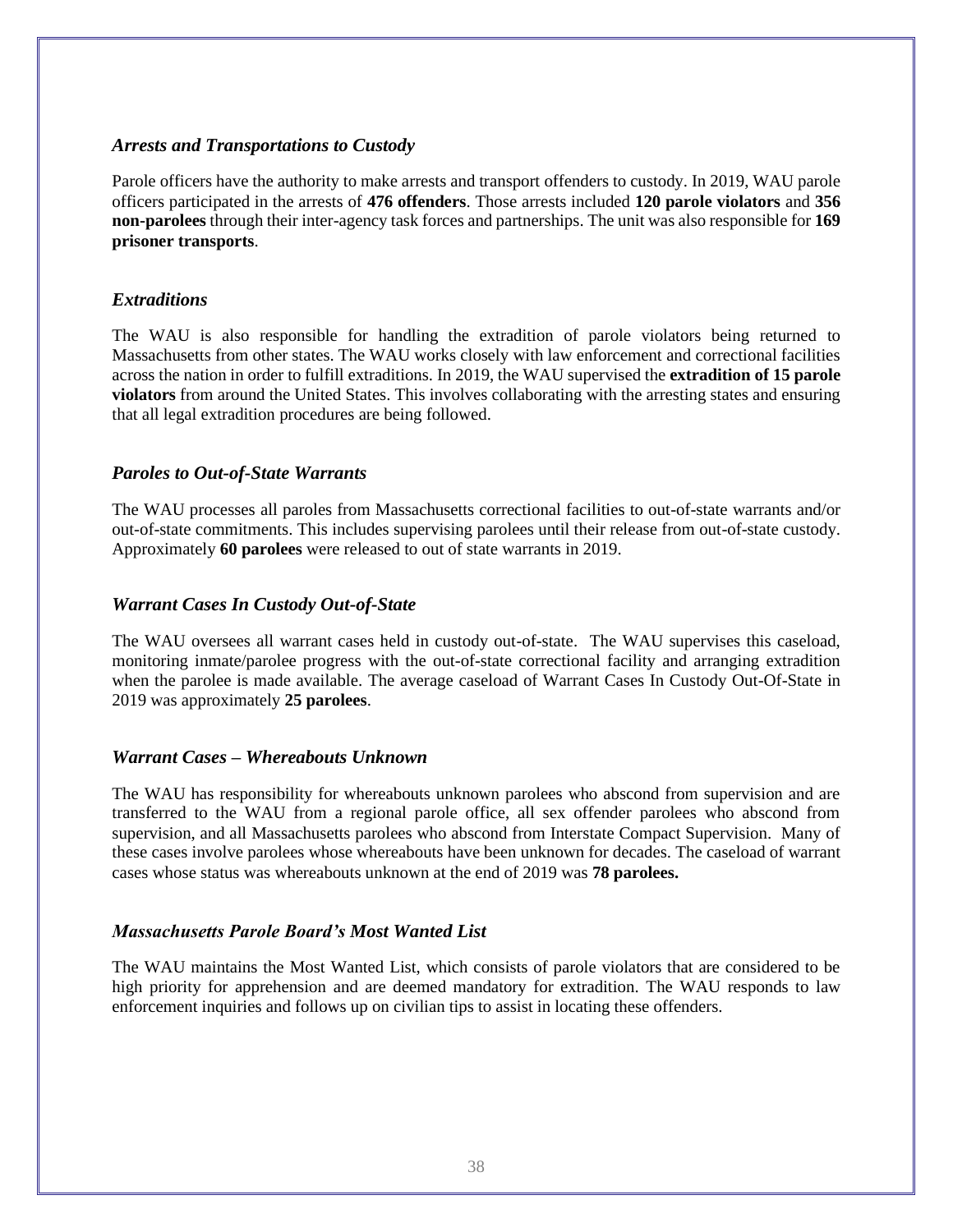### *Arrests and Transportations to Custody*

Parole officers have the authority to make arrests and transport offenders to custody. In 2019, WAU parole officers participated in the arrests of **476 offenders**. Those arrests included **120 parole violators** and **356 non-parolees** through their inter-agency task forces and partnerships. The unit was also responsible for **169 prisoner transports**.

### *Extraditions*

The WAU is also responsible for handling the extradition of parole violators being returned to Massachusetts from other states. The WAU works closely with law enforcement and correctional facilities across the nation in order to fulfill extraditions. In 2019, the WAU supervised the **extradition of 15 parole violators** from around the United States. This involves collaborating with the arresting states and ensuring that all legal extradition procedures are being followed.

### *Paroles to Out-of-State Warrants*

The WAU processes all paroles from Massachusetts correctional facilities to out-of-state warrants and/or out-of-state commitments. This includes supervising parolees until their release from out-of-state custody. Approximately **60 parolees** were released to out of state warrants in 2019.

### *Warrant Cases In Custody Out-of-State*

The WAU oversees all warrant cases held in custody out-of-state. The WAU supervises this caseload, monitoring inmate/parolee progress with the out-of-state correctional facility and arranging extradition when the parolee is made available. The average caseload of Warrant Cases In Custody Out-Of-State in 2019 was approximately **25 parolees**.

### *Warrant Cases – Whereabouts Unknown*

The WAU has responsibility for whereabouts unknown parolees who abscond from supervision and are transferred to the WAU from a regional parole office, all sex offender parolees who abscond from supervision, and all Massachusetts parolees who abscond from Interstate Compact Supervision. Many of these cases involve parolees whose whereabouts have been unknown for decades. The caseload of warrant cases whose status was whereabouts unknown at the end of 2019 was **78 parolees.**

### *Massachusetts Parole Board's Most Wanted List*

The WAU maintains the Most Wanted List, which consists of parole violators that are considered to be high priority for apprehension and are deemed mandatory for extradition. The WAU responds to law enforcement inquiries and follows up on civilian tips to assist in locating these offenders.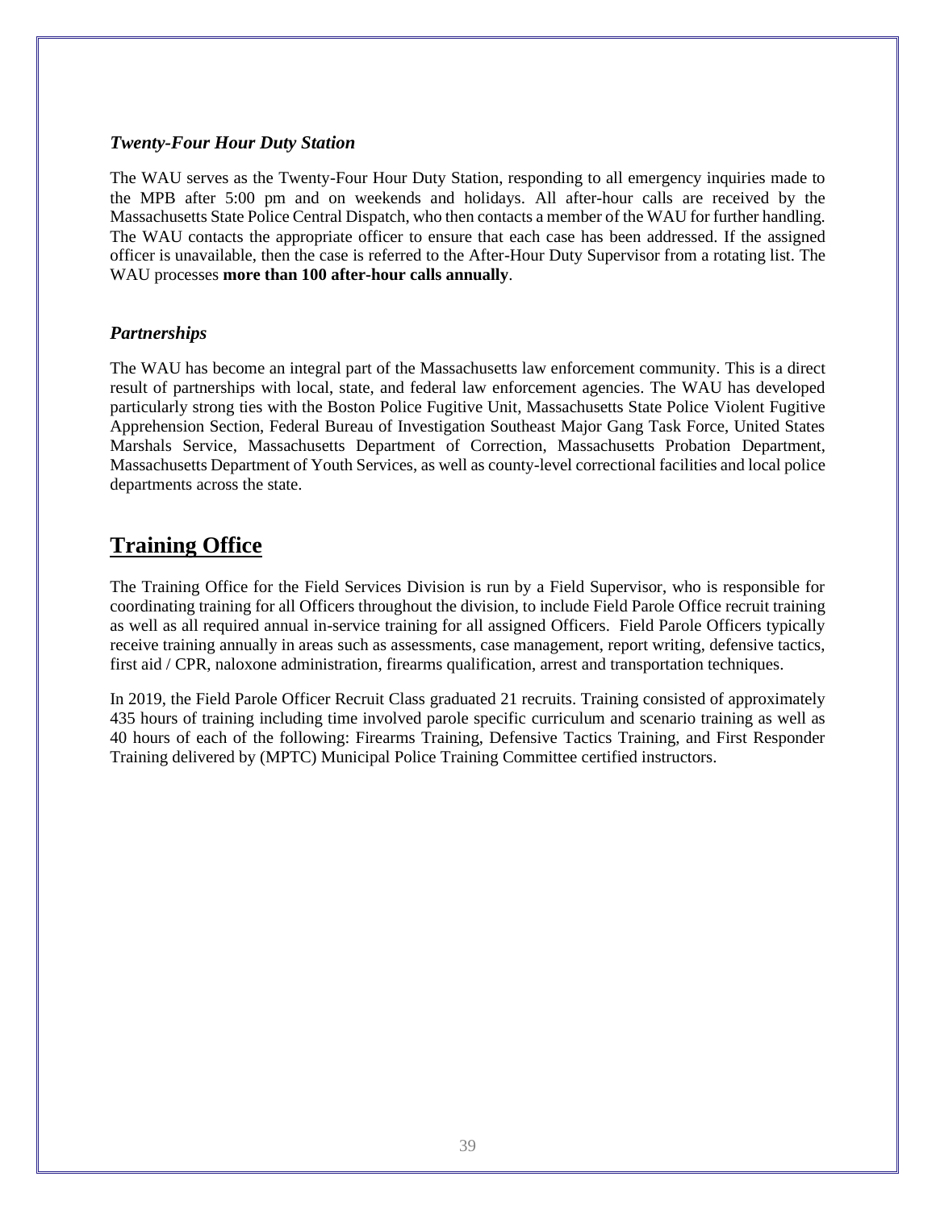### *Twenty-Four Hour Duty Station*

The WAU serves as the Twenty-Four Hour Duty Station, responding to all emergency inquiries made to the MPB after 5:00 pm and on weekends and holidays. All after-hour calls are received by the Massachusetts State Police Central Dispatch, who then contacts a member of the WAU for further handling. The WAU contacts the appropriate officer to ensure that each case has been addressed. If the assigned officer is unavailable, then the case is referred to the After-Hour Duty Supervisor from a rotating list. The WAU processes **more than 100 after-hour calls annually**.

### *Partnerships*

The WAU has become an integral part of the Massachusetts law enforcement community. This is a direct result of partnerships with local, state, and federal law enforcement agencies. The WAU has developed particularly strong ties with the Boston Police Fugitive Unit, Massachusetts State Police Violent Fugitive Apprehension Section, Federal Bureau of Investigation Southeast Major Gang Task Force, United States Marshals Service, Massachusetts Department of Correction, Massachusetts Probation Department, Massachusetts Department of Youth Services, as well as county-level correctional facilities and local police departments across the state.

## Training Office

The Training Office for the Field Services Division is run by a Field Supervisor, who is responsible for coordinating training for all Officers throughout the division, to include Field Parole Office recruit training as well as all required annual in-service training for all assigned Officers. Field Parole Officers typically receive training annually in areas such as assessments, case management, report writing, defensive tactics, first aid / CPR, naloxone administration, firearms qualification, arrest and transportation techniques.

In 2019, the Field Parole Officer Recruit Class graduated 21 recruits. Training consisted of approximately 435 hours of training including time involved parole specific curriculum and scenario training as well as 40 hours of each of the following: Firearms Training, Defensive Tactics Training, and First Responder Training delivered by (MPTC) Municipal Police Training Committee certified instructors.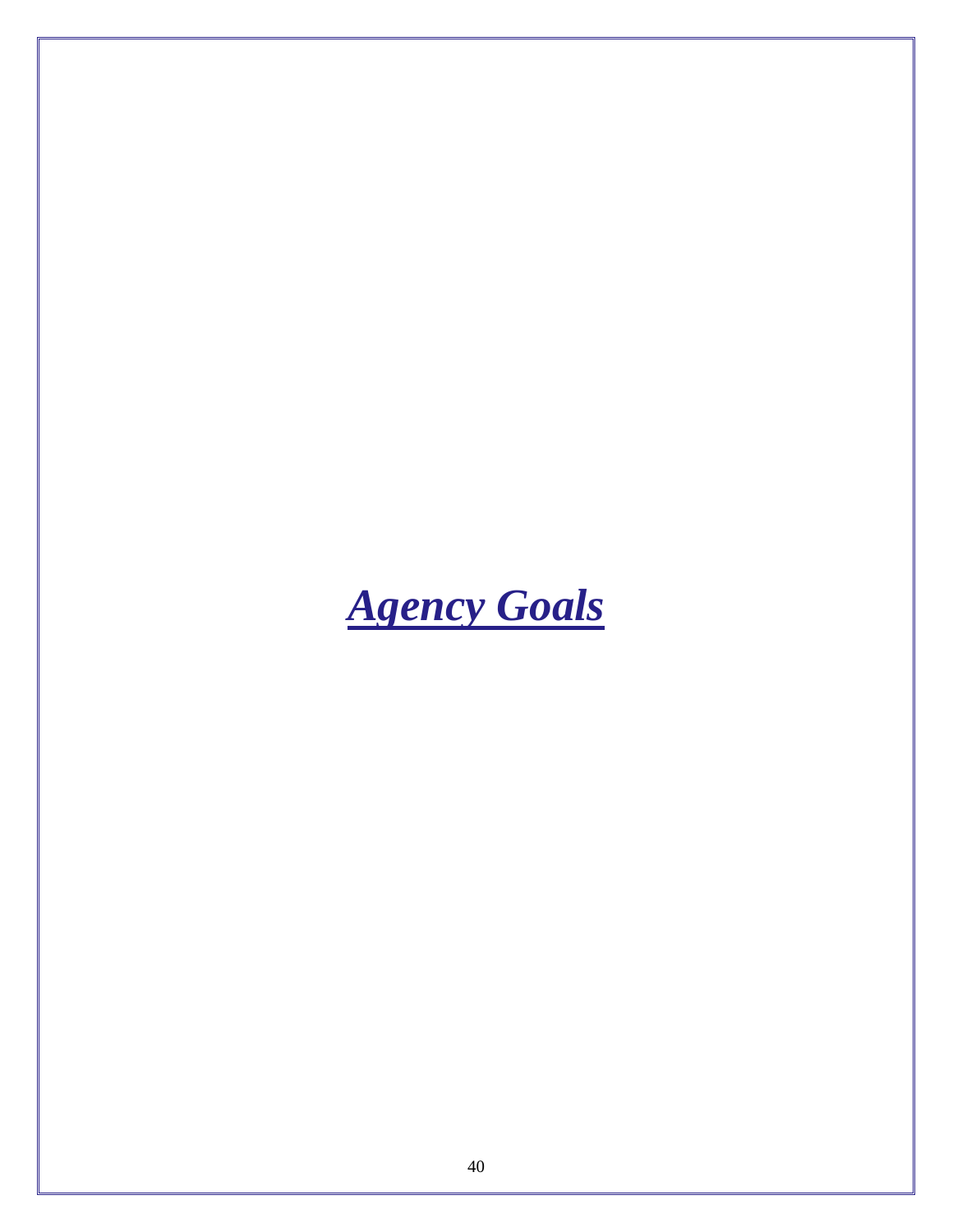# ***Agency Goals***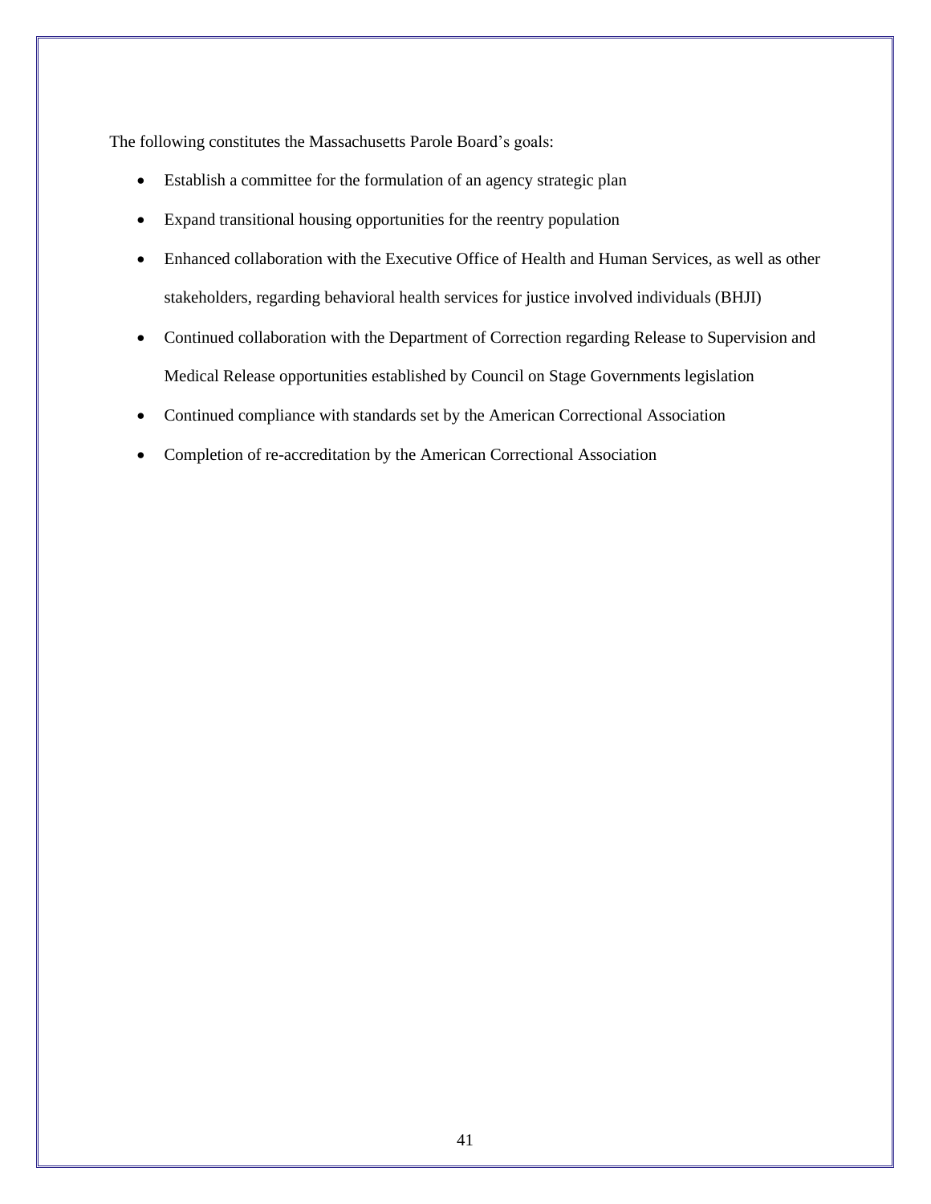The following constitutes the Massachusetts Parole Board's goals:

- Establish a committee for the formulation of an agency strategic plan
- Expand transitional housing opportunities for the reentry population
- Enhanced collaboration with the Executive Office of Health and Human Services, as well as other stakeholders, regarding behavioral health services for justice involved individuals (BHJI)
- Continued collaboration with the Department of Correction regarding Release to Supervision and Medical Release opportunities established by Council on Stage Governments legislation
- Continued compliance with standards set by the American Correctional Association
- Completion of re-accreditation by the American Correctional Association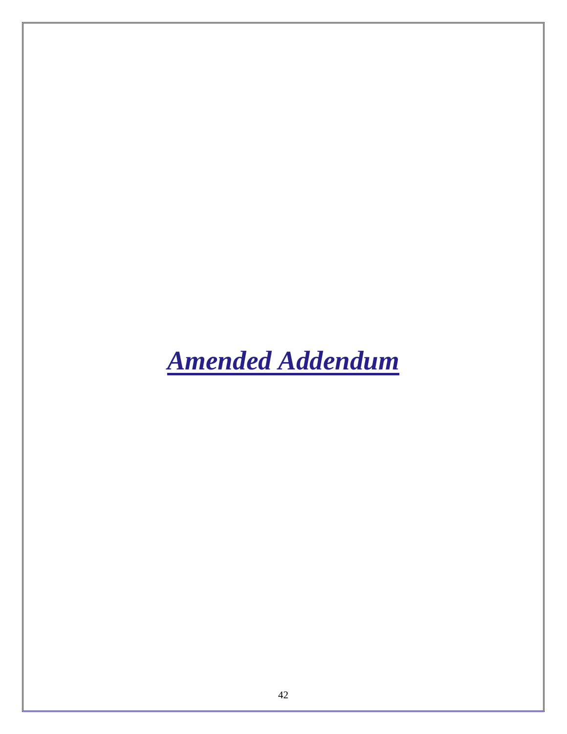# ***Amended Addendum***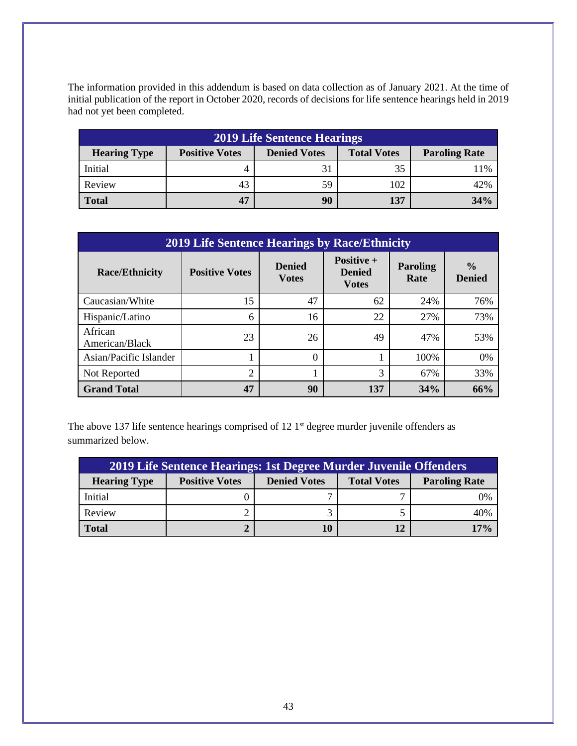The information provided in this addendum is based on data collection as of January 2021. At the time of initial publication of the report in October 2020, records of decisions for life sentence hearings held in 2019 had not yet been completed.

| 2019 Life Sentence Hearings | | | | |
|---|---|---|---|---|
| **Hearing Type** | **Positive Votes** | **Denied Votes** | **Total Votes** | **Paroling Rate** |
| Initial | 4 | 31 | 35 | 11% |
| Review | 43 | 59 | 102 | 42% |
| **Total** | **47** | **90** | **137** | **34%** |

| 2019 Life Sentence Hearings by Race/Ethnicity | | | | | |
|---|---|---|---|---|---|
| **Race/Ethnicity** | **Positive Votes** | **Denied Votes** | **Positive + Denied Votes** | **Paroling Rate** | **% Denied** |
| Caucasian/White | 15 | 47 | 62 | 24% | 76% |
| Hispanic/Latino | 6 | 16 | 22 | 27% | 73% |
| African American/Black | 23 | 26 | 49 | 47% | 53% |
| Asian/Pacific Islander | 1 | 0 | 1 | 100% | 0% |
| Not Reported | 2 | 1 | 3 | 67% | 33% |
| **Grand Total** | **47** | **90** | **137** | **34%** | **66%** |

The above 137 life sentence hearings comprised of 12 1st degree murder juvenile offenders as summarized below.

| 2019 Life Sentence Hearings: 1st Degree Murder Juvenile Offenders | | | | |
|---|---|---|---|---|
| **Hearing Type** | **Positive Votes** | **Denied Votes** | **Total Votes** | **Paroling Rate** |
| Initial | 0 | 7 | 7 | 0% |
| Review | 2 | 3 | 5 | 40% |
| **Total** | **2** | **10** | **12** | **17%** |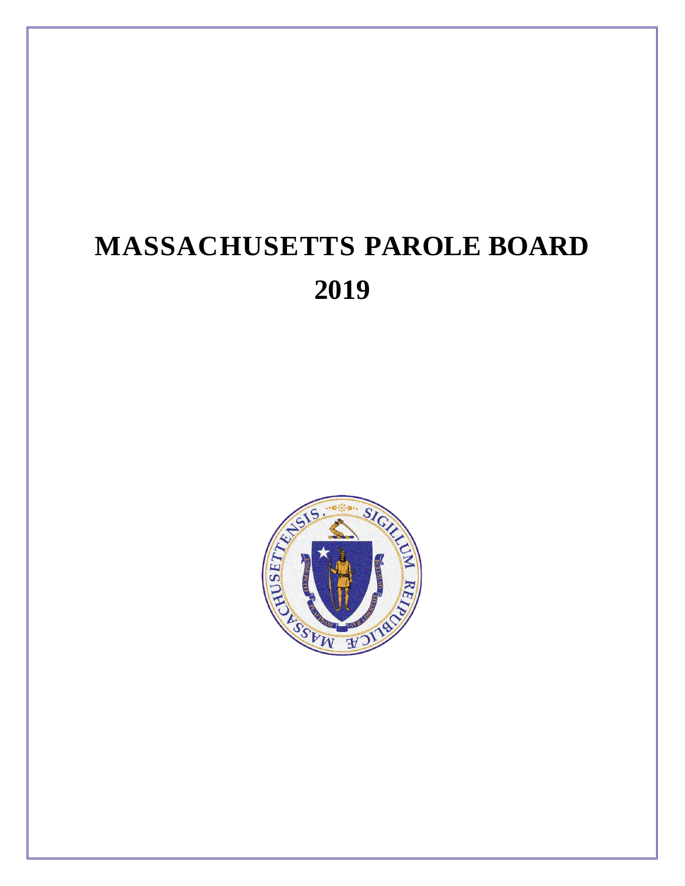# MASSACHUSETTS PAROLE BOARD

# 2019